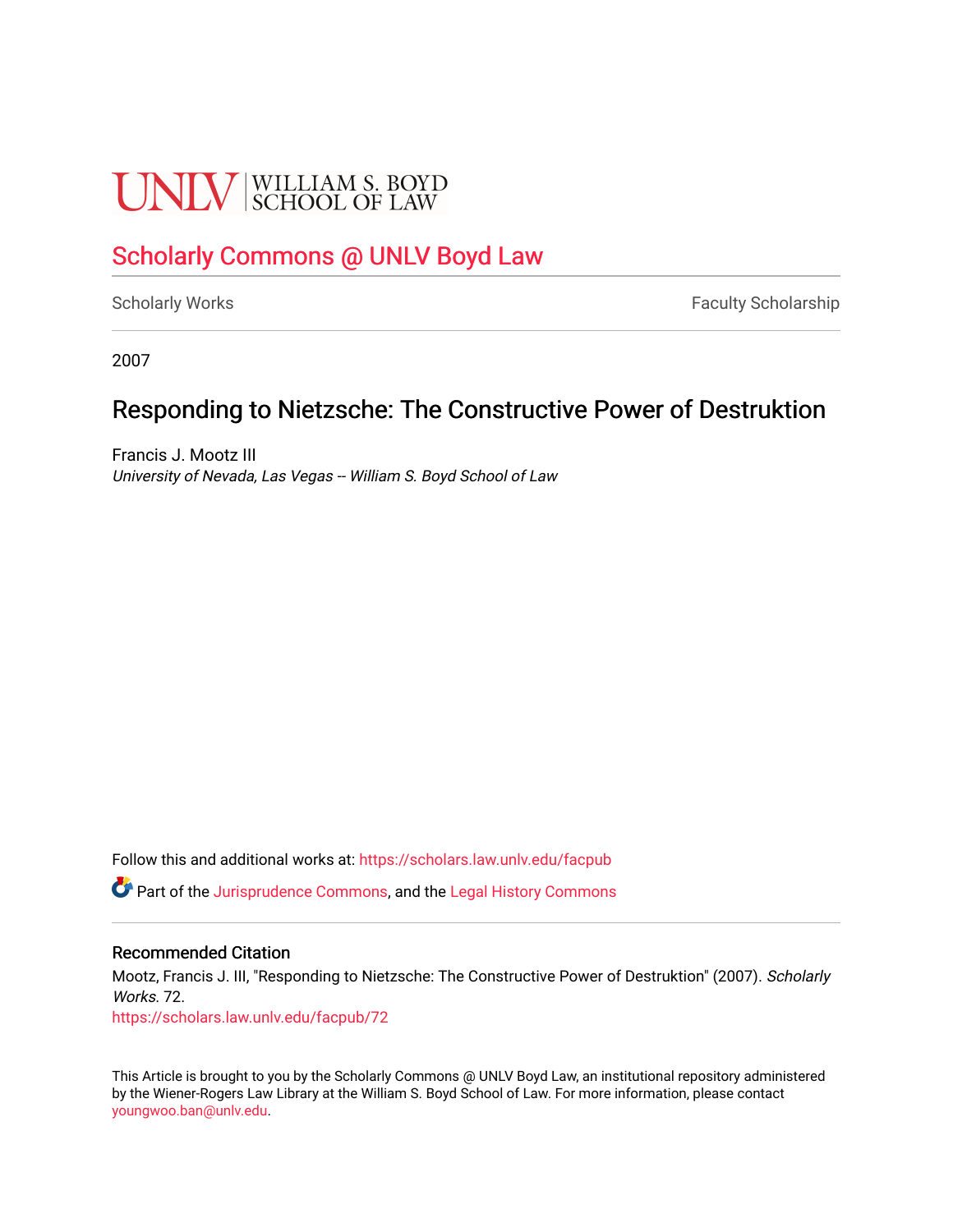UNLV | WILLIAM S. BOYD SCHOOL OF LAW

## Scholarly Commons @ UNLV Boyd Law

Scholarly Works | Faculty Scholarship

2007

# Responding to Nietzsche: The Constructive Power of Destruktion

Francis J. Mootz III
*University of Nevada, Las Vegas -- William S. Boyd School of Law*

Follow this and additional works at: https://scholars.law.unlv.edu/facpub

Part of the Jurisprudence Commons, and the Legal History Commons

### Recommended Citation

Mootz, Francis J. III, "Responding to Nietzsche: The Constructive Power of Destruktion" (2007). *Scholarly Works*. 72.
https://scholars.law.unlv.edu/facpub/72

This Article is brought to you by the Scholarly Commons @ UNLV Boyd Law, an institutional repository administered by the Wiener-Rogers Law Library at the William S. Boyd School of Law. For more information, please contact youngwoo.ban@unlv.edu.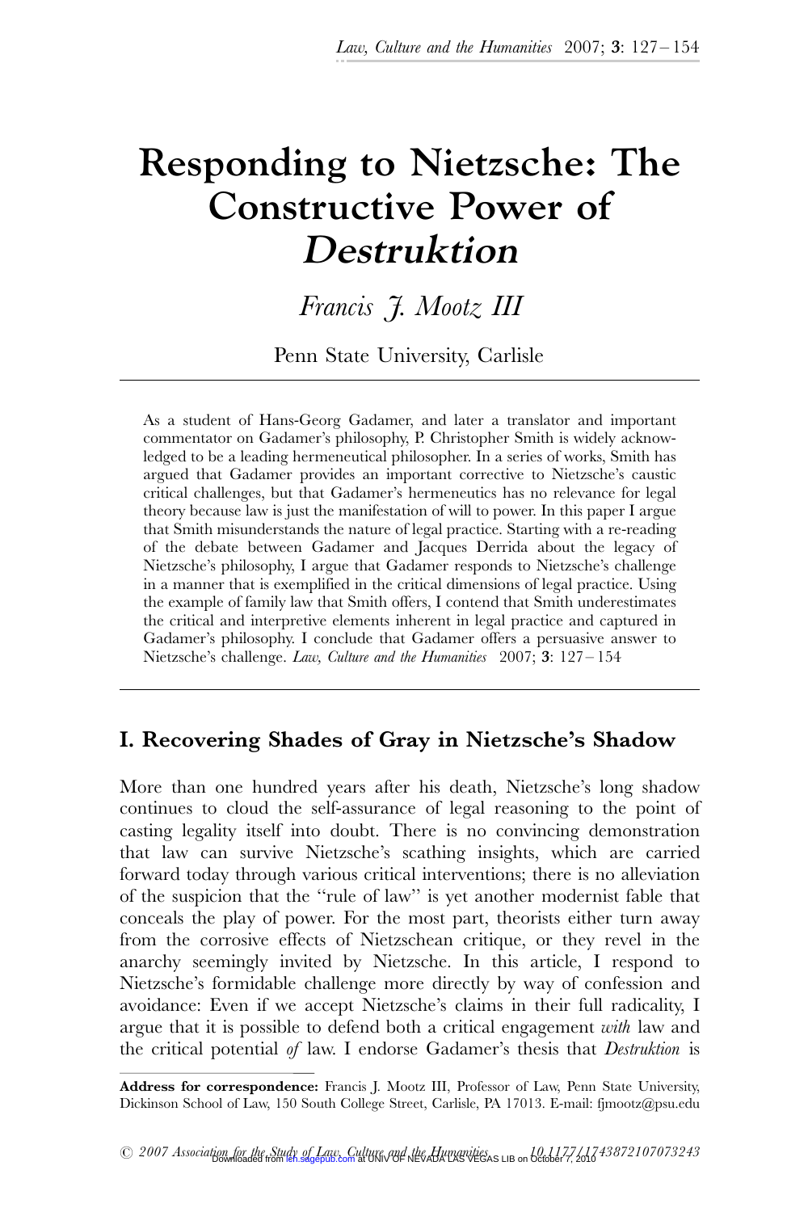# Responding to Nietzsche: The Constructive Power of *Destruktion*

*Francis J. Mootz III*

Penn State University, Carlisle

As a student of Hans-Georg Gadamer, and later a translator and important commentator on Gadamer's philosophy, P. Christopher Smith is widely acknowledged to be a leading hermeneutical philosopher. In a series of works, Smith has argued that Gadamer provides an important corrective to Nietzsche's caustic critical challenges, but that Gadamer's hermeneutics has no relevance for legal theory because law is just the manifestation of will to power. In this paper I argue that Smith misunderstands the nature of legal practice. Starting with a re-reading of the debate between Gadamer and Jacques Derrida about the legacy of Nietzsche's philosophy, I argue that Gadamer responds to Nietzsche's challenge in a manner that is exemplified in the critical dimensions of legal practice. Using the example of family law that Smith offers, I contend that Smith underestimates the critical and interpretive elements inherent in legal practice and captured in Gadamer's philosophy. I conclude that Gadamer offers a persuasive answer to Nietzsche's challenge. *Law, Culture and the Humanities* 2007; **3**: 127–154

## I. Recovering Shades of Gray in Nietzsche's Shadow

More than one hundred years after his death, Nietzsche's long shadow continues to cloud the self-assurance of legal reasoning to the point of casting legality itself into doubt. There is no convincing demonstration that law can survive Nietzsche's scathing insights, which are carried forward today through various critical interventions; there is no alleviation of the suspicion that the "rule of law" is yet another modernist fable that conceals the play of power. For the most part, theorists either turn away from the corrosive effects of Nietzschean critique, or they revel in the anarchy seemingly invited by Nietzsche. In this article, I respond to Nietzsche's formidable challenge more directly by way of confession and avoidance: Even if we accept Nietzsche's claims in their full radicality, I argue that it is possible to defend both a critical engagement *with* law and the critical potential *of* law. I endorse Gadamer's thesis that *Destruktion* is

**Address for correspondence:** Francis J. Mootz III, Professor of Law, Penn State University, Dickinson School of Law, 150 South College Street, Carlisle, PA 17013. E-mail: fjmootz@psu.edu

© 2007 Association for the Study of Law, Culture and the Humanities 10.1177/1743872107073243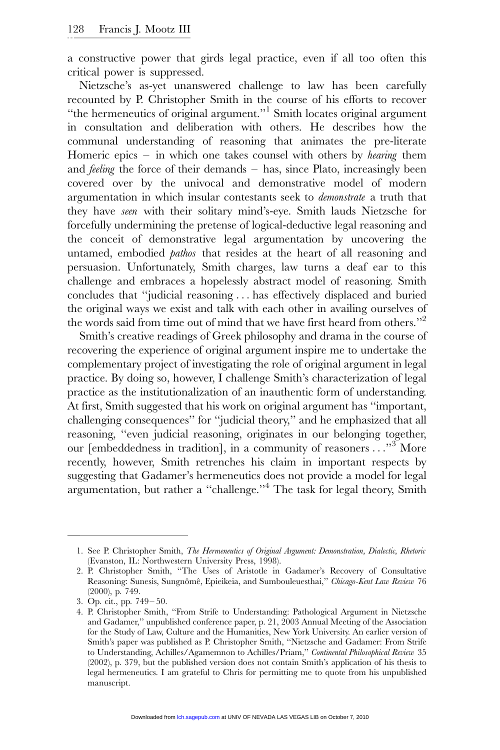a constructive power that girds legal practice, even if all too often this critical power is suppressed.

Nietzsche's as-yet unanswered challenge to law has been carefully recounted by P. Christopher Smith in the course of his efforts to recover "the hermeneutics of original argument."[1] Smith locates original argument in consultation and deliberation with others. He describes how the communal understanding of reasoning that animates the pre-literate Homeric epics – in which one takes counsel with others by *hearing* them and *feeling* the force of their demands – has, since Plato, increasingly been covered over by the univocal and demonstrative model of modern argumentation in which insular contestants seek to *demonstrate* a truth that they have *seen* with their solitary mind's-eye. Smith lauds Nietzsche for forcefully undermining the pretense of logical-deductive legal reasoning and the conceit of demonstrative legal argumentation by uncovering the untamed, embodied *pathos* that resides at the heart of all reasoning and persuasion. Unfortunately, Smith charges, law turns a deaf ear to this challenge and embraces a hopelessly abstract model of reasoning. Smith concludes that "judicial reasoning . . . has effectively displaced and buried the original ways we exist and talk with each other in availing ourselves of the words said from time out of mind that we have first heard from others."[2]

Smith's creative readings of Greek philosophy and drama in the course of recovering the experience of original argument inspire me to undertake the complementary project of investigating the role of original argument in legal practice. By doing so, however, I challenge Smith's characterization of legal practice as the institutionalization of an inauthentic form of understanding. At first, Smith suggested that his work on original argument has "important, challenging consequences" for "judicial theory," and he emphasized that all reasoning, "even judicial reasoning, originates in our belonging together, our [embeddedness in tradition], in a community of reasoners . . ."[3] More recently, however, Smith retrenches his claim in important respects by suggesting that Gadamer's hermeneutics does not provide a model for legal argumentation, but rather a "challenge."[4] The task for legal theory, Smith

---

1. See P. Christopher Smith, *The Hermeneutics of Original Argument: Demonstration, Dialectic, Rhetoric* (Evanston, IL: Northwestern University Press, 1998).
2. P. Christopher Smith, "The Uses of Aristotle in Gadamer's Recovery of Consultative Reasoning: Sunesis, Sungnômê, Epieikeia, and Sumbouleuesthai," *Chicago-Kent Law Review* 76 (2000), p. 749.
3. Op. cit., pp. 749–50.
4. P. Christopher Smith, "From Strife to Understanding: Pathological Argument in Nietzsche and Gadamer," unpublished conference paper, p. 21, 2003 Annual Meeting of the Association for the Study of Law, Culture and the Humanities, New York University. An earlier version of Smith's paper was published as P. Christopher Smith, "Nietzsche and Gadamer: From Strife to Understanding, Achilles/Agamemnon to Achilles/Priam," *Continental Philosophical Review* 35 (2002), p. 379, but the published version does not contain Smith's application of his thesis to legal hermeneutics. I am grateful to Chris for permitting me to quote from his unpublished manuscript.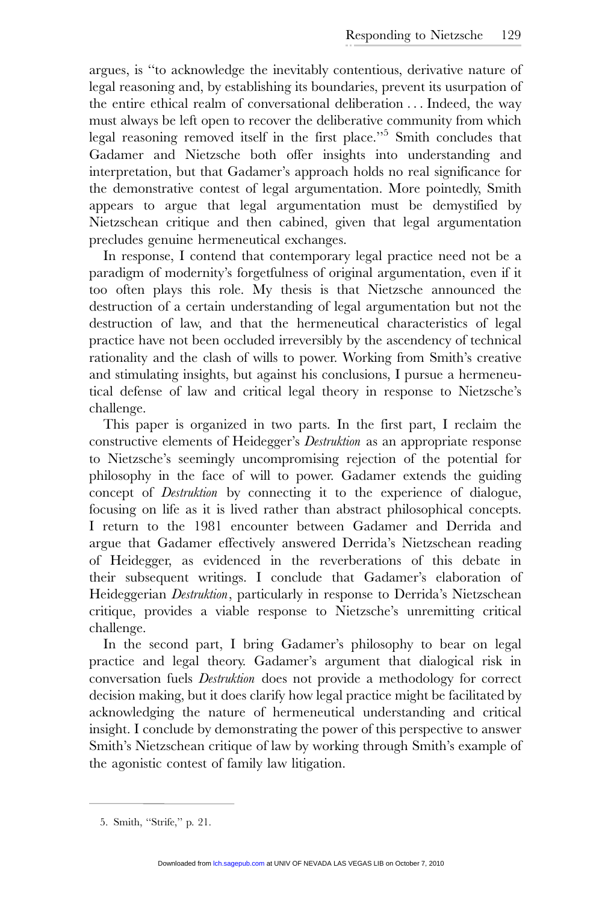argues, is "to acknowledge the inevitably contentious, derivative nature of legal reasoning and, by establishing its boundaries, prevent its usurpation of the entire ethical realm of conversational deliberation . . . Indeed, the way must always be left open to recover the deliberative community from which legal reasoning removed itself in the first place."[5] Smith concludes that Gadamer and Nietzsche both offer insights into understanding and interpretation, but that Gadamer's approach holds no real significance for the demonstrative contest of legal argumentation. More pointedly, Smith appears to argue that legal argumentation must be demystified by Nietzschean critique and then cabined, given that legal argumentation precludes genuine hermeneutical exchanges.

In response, I contend that contemporary legal practice need not be a paradigm of modernity's forgetfulness of original argumentation, even if it too often plays this role. My thesis is that Nietzsche announced the destruction of a certain understanding of legal argumentation but not the destruction of law, and that the hermeneutical characteristics of legal practice have not been occluded irreversibly by the ascendency of technical rationality and the clash of wills to power. Working from Smith's creative and stimulating insights, but against his conclusions, I pursue a hermeneutical defense of law and critical legal theory in response to Nietzsche's challenge.

This paper is organized in two parts. In the first part, I reclaim the constructive elements of Heidegger's *Destruktion* as an appropriate response to Nietzsche's seemingly uncompromising rejection of the potential for philosophy in the face of will to power. Gadamer extends the guiding concept of *Destruktion* by connecting it to the experience of dialogue, focusing on life as it is lived rather than abstract philosophical concepts. I return to the 1981 encounter between Gadamer and Derrida and argue that Gadamer effectively answered Derrida's Nietzschean reading of Heidegger, as evidenced in the reverberations of this debate in their subsequent writings. I conclude that Gadamer's elaboration of Heideggerian *Destruktion*, particularly in response to Derrida's Nietzschean critique, provides a viable response to Nietzsche's unremitting critical challenge.

In the second part, I bring Gadamer's philosophy to bear on legal practice and legal theory. Gadamer's argument that dialogical risk in conversation fuels *Destruktion* does not provide a methodology for correct decision making, but it does clarify how legal practice might be facilitated by acknowledging the nature of hermeneutical understanding and critical insight. I conclude by demonstrating the power of this perspective to answer Smith's Nietzschean critique of law by working through Smith's example of the agonistic contest of family law litigation.

5. Smith, "Strife," p. 21.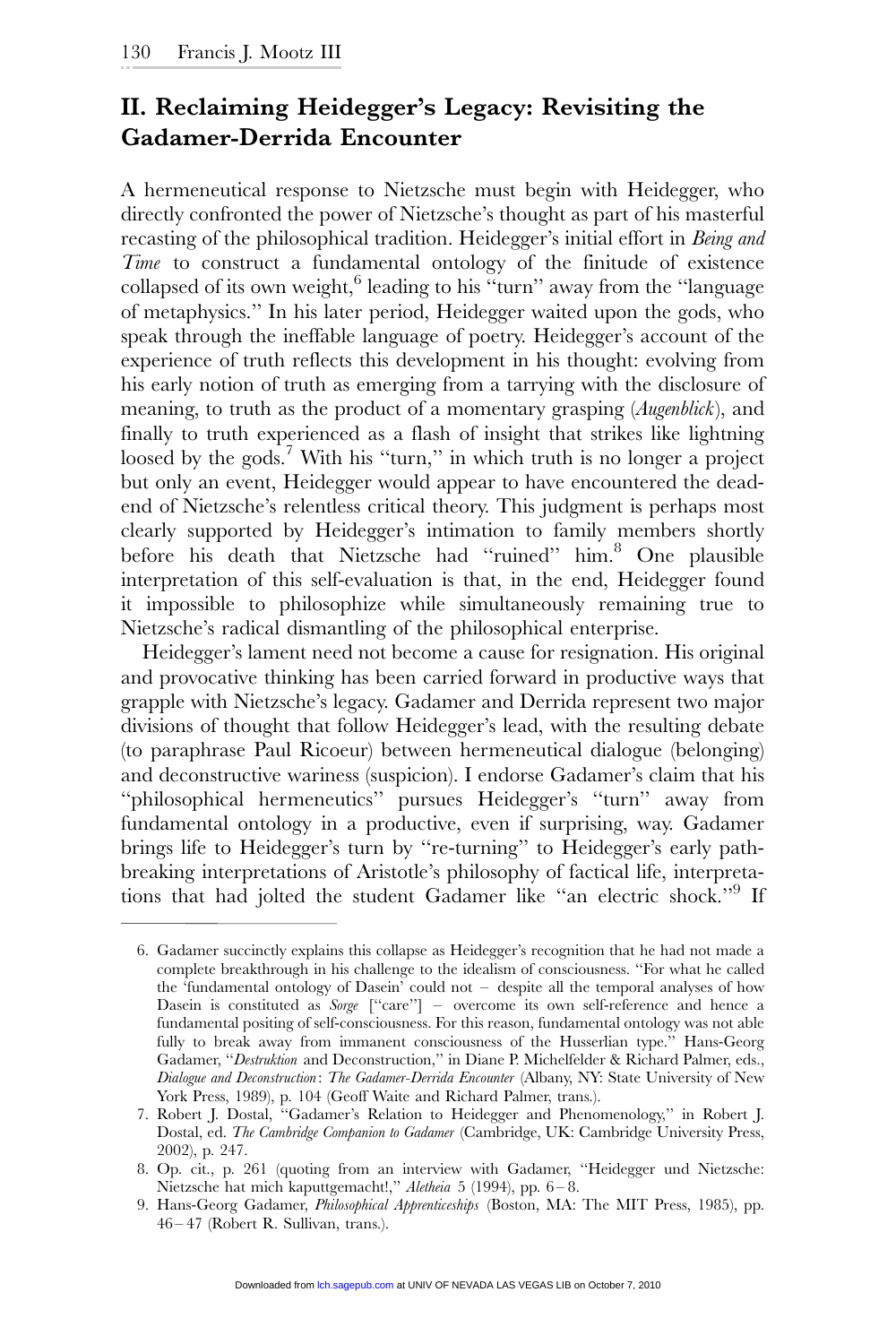## II. Reclaiming Heidegger's Legacy: Revisiting the Gadamer-Derrida Encounter

A hermeneutical response to Nietzsche must begin with Heidegger, who directly confronted the power of Nietzsche's thought as part of his masterful recasting of the philosophical tradition. Heidegger's initial effort in *Being and Time* to construct a fundamental ontology of the finitude of existence collapsed of its own weight,[6] leading to his "turn" away from the "language of metaphysics." In his later period, Heidegger waited upon the gods, who speak through the ineffable language of poetry. Heidegger's account of the experience of truth reflects this development in his thought: evolving from his early notion of truth as emerging from a tarrying with the disclosure of meaning, to truth as the product of a momentary grasping (*Augenblick*), and finally to truth experienced as a flash of insight that strikes like lightning loosed by the gods.[7] With his "turn," in which truth is no longer a project but only an event, Heidegger would appear to have encountered the dead-end of Nietzsche's relentless critical theory. This judgment is perhaps most clearly supported by Heidegger's intimation to family members shortly before his death that Nietzsche had "ruined" him.[8] One plausible interpretation of this self-evaluation is that, in the end, Heidegger found it impossible to philosophize while simultaneously remaining true to Nietzsche's radical dismantling of the philosophical enterprise.

Heidegger's lament need not become a cause for resignation. His original and provocative thinking has been carried forward in productive ways that grapple with Nietzsche's legacy. Gadamer and Derrida represent two major divisions of thought that follow Heidegger's lead, with the resulting debate (to paraphrase Paul Ricoeur) between hermeneutical dialogue (belonging) and deconstructive wariness (suspicion). I endorse Gadamer's claim that his "philosophical hermeneutics" pursues Heidegger's "turn" away from fundamental ontology in a productive, even if surprising, way. Gadamer brings life to Heidegger's turn by "re-turning" to Heidegger's early path-breaking interpretations of Aristotle's philosophy of factical life, interpretations that had jolted the student Gadamer like "an electric shock."[9] If

---

6. Gadamer succinctly explains this collapse as Heidegger's recognition that he had not made a complete breakthrough in his challenge to the idealism of consciousness. "For what he called the 'fundamental ontology of Dasein' could not – despite all the temporal analyses of how Dasein is constituted as *Sorge* ["care"] – overcome its own self-reference and hence a fundamental positing of self-consciousness. For this reason, fundamental ontology was not able fully to break away from immanent consciousness of the Husserlian type." Hans-Georg Gadamer, "*Destruktion* and Deconstruction," in Diane P. Michelfelder & Richard Palmer, eds., *Dialogue and Deconstruction: The Gadamer-Derrida Encounter* (Albany, NY: State University of New York Press, 1989), p. 104 (Geoff Waite and Richard Palmer, trans.).

7. Robert J. Dostal, "Gadamer's Relation to Heidegger and Phenomenology," in Robert J. Dostal, ed. *The Cambridge Companion to Gadamer* (Cambridge, UK: Cambridge University Press, 2002), p. 247.

8. Op. cit., p. 261 (quoting from an interview with Gadamer, "Heidegger und Nietzsche: Nietzsche hat mich kaputtgemacht!," *Aletheia* 5 (1994), pp. 6–8.

9. Hans-Georg Gadamer, *Philosophical Apprenticeships* (Boston, MA: The MIT Press, 1985), pp. 46–47 (Robert R. Sullivan, trans.).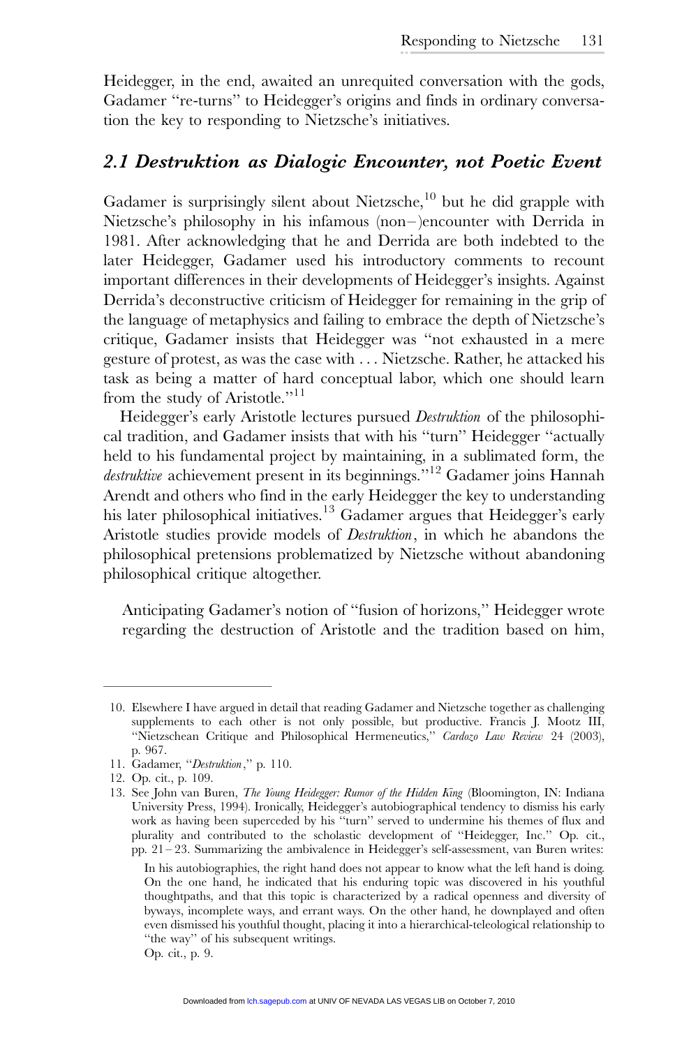Heidegger, in the end, awaited an unrequited conversation with the gods, Gadamer "re-turns" to Heidegger's origins and finds in ordinary conversation the key to responding to Nietzsche's initiatives.

## *2.1 Destruktion as Dialogic Encounter, not Poetic Event*

Gadamer is surprisingly silent about Nietzsche,[10] but he did grapple with Nietzsche's philosophy in his infamous (non–)encounter with Derrida in 1981. After acknowledging that he and Derrida are both indebted to the later Heidegger, Gadamer used his introductory comments to recount important differences in their developments of Heidegger's insights. Against Derrida's deconstructive criticism of Heidegger for remaining in the grip of the language of metaphysics and failing to embrace the depth of Nietzsche's critique, Gadamer insists that Heidegger was "not exhausted in a mere gesture of protest, as was the case with . . . Nietzsche. Rather, he attacked his task as being a matter of hard conceptual labor, which one should learn from the study of Aristotle."[11]

Heidegger's early Aristotle lectures pursued *Destruktion* of the philosophical tradition, and Gadamer insists that with his "turn" Heidegger "actually held to his fundamental project by maintaining, in a sublimated form, the *destruktive* achievement present in its beginnings."[12] Gadamer joins Hannah Arendt and others who find in the early Heidegger the key to understanding his later philosophical initiatives.[13] Gadamer argues that Heidegger's early Aristotle studies provide models of *Destruktion*, in which he abandons the philosophical pretensions problematized by Nietzsche without abandoning philosophical critique altogether.

Anticipating Gadamer's notion of "fusion of horizons," Heidegger wrote regarding the destruction of Aristotle and the tradition based on him,

---

10. Elsewhere I have argued in detail that reading Gadamer and Nietzsche together as challenging supplements to each other is not only possible, but productive. Francis J. Mootz III, "Nietzschean Critique and Philosophical Hermeneutics," *Cardozo Law Review* 24 (2003), p. 967.

11. Gadamer, "*Destruktion*," p. 110.

12. Op. cit., p. 109.

13. See John van Buren, *The Young Heidegger: Rumor of the Hidden King* (Bloomington, IN: Indiana University Press, 1994). Ironically, Heidegger's autobiographical tendency to dismiss his early work as having been superceded by his "turn" served to undermine his themes of flux and plurality and contributed to the scholastic development of "Heidegger, Inc." Op. cit., pp. 21–23. Summarizing the ambivalence in Heidegger's self-assessment, van Buren writes:

    In his autobiographies, the right hand does not appear to know what the left hand is doing. On the one hand, he indicated that his enduring topic was discovered in his youthful thoughtpaths, and that this topic is characterized by a radical openness and diversity of byways, incomplete ways, and errant ways. On the other hand, he downplayed and often even dismissed his youthful thought, placing it into a hierarchical-teleological relationship to "the way" of his subsequent writings.

    Op. cit., p. 9.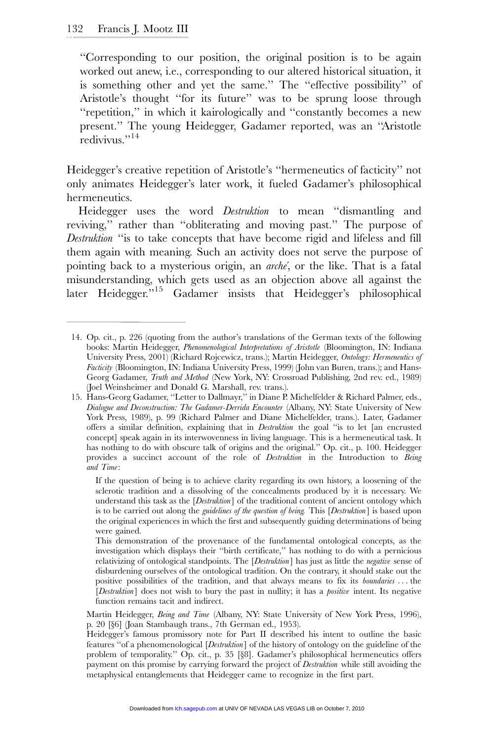> "Corresponding to our position, the original position is to be again worked out anew, i.e., corresponding to our altered historical situation, it is something other and yet the same." The "effective possibility" of Aristotle's thought "for its future" was to be sprung loose through "repetition," in which it kairologically and "constantly becomes a new present." The young Heidegger, Gadamer reported, was an "Aristotle redivivus."[14]

Heidegger's creative repetition of Aristotle's "hermeneutics of facticity" not only animates Heidegger's later work, it fueled Gadamer's philosophical hermeneutics.

Heidegger uses the word *Destruktion* to mean "dismantling and reviving," rather than "obliterating and moving past." The purpose of *Destruktion* "is to take concepts that have become rigid and lifeless and fill them again with meaning. Such an activity does not serve the purpose of pointing back to a mysterious origin, an *arché*, or the like. That is a fatal misunderstanding, which gets used as an objection above all against the later Heidegger."[15] Gadamer insists that Heidegger's philosophical

---

14. Op. cit., p. 226 (quoting from the author's translations of the German texts of the following books: Martin Heidegger, *Phenomenological Interpretations of Aristotle* (Bloomington, IN: Indiana University Press, 2001) (Richard Rojcewicz, trans.); Martin Heidegger, *Ontology: Hermeneutics of Facticity* (Bloomington, IN: Indiana University Press, 1999) (John van Buren, trans.); and Hans-Georg Gadamer, *Truth and Method* (New York, NY: Crossroad Publishing, 2nd rev. ed., 1989) (Joel Weinsheimer and Donald G. Marshall, rev. trans.).

15. Hans-Georg Gadamer, "Letter to Dallmayr," in Diane P. Michelfelder & Richard Palmer, eds., *Dialogue and Deconstruction: The Gadamer-Derrida Encounter* (Albany, NY: State University of New York Press, 1989), p. 99 (Richard Palmer and Diane Michelfelder, trans.). Later, Gadamer offers a similar definition, explaining that in *Destruktion* the goal "is to let [an encrusted concept] speak again in its interwovenness in living language. This is a hermeneutical task. It has nothing to do with obscure talk of origins and the original." Op. cit., p. 100. Heidegger provides a succinct account of the role of *Destruktion* in the Introduction to *Being and Time*:

    > If the question of being is to achieve clarity regarding its own history, a loosening of the sclerotic tradition and a dissolving of the concealments produced by it is necessary. We understand this task as the [*Destruktion*] of the traditional content of ancient ontology which is to be carried out along the *guidelines of the question of being.* This [*Destruktion*] is based upon the original experiences in which the first and subsequently guiding determinations of being were gained.
    >
    > This demonstration of the provenance of the fundamental ontological concepts, as the investigation which displays their "birth certificate," has nothing to do with a pernicious relativizing of ontological standpoints. The [*Destruktion*] has just as little the *negative* sense of disburdening ourselves of the ontological tradition. On the contrary, it should stake out the positive possibilities of the tradition, and that always means to fix its *boundaries* . . . the [*Destruktion*] does not wish to bury the past in nullity; it has a *positive* intent. Its negative function remains tacit and indirect.

    Martin Heidegger, *Being and Time* (Albany, NY: State University of New York Press, 1996), p. 20 [§6] (Joan Stambaugh trans., 7th German ed., 1953).

    Heidegger's famous promissory note for Part II described his intent to outline the basic features "of a phenomenological [*Destruktion*] of the history of ontology on the guideline of the problem of temporality." Op. cit., p. 35 [§8]. Gadamer's philosophical hermeneutics offers payment on this promise by carrying forward the project of *Destruktion* while still avoiding the metaphysical entanglements that Heidegger came to recognize in the first part.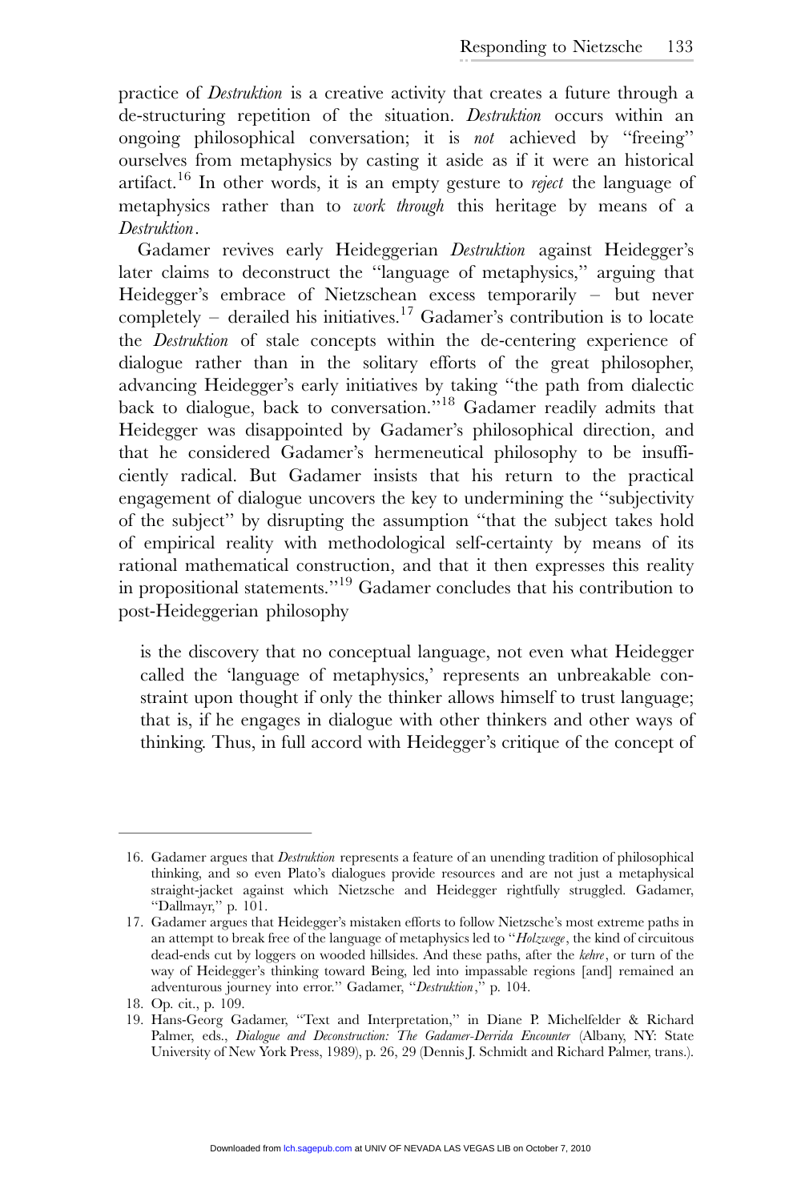practice of *Destruktion* is a creative activity that creates a future through a de-structuring repetition of the situation. *Destruktion* occurs within an ongoing philosophical conversation; it is *not* achieved by ''freeing'' ourselves from metaphysics by casting it aside as if it were an historical artifact.[16] In other words, it is an empty gesture to *reject* the language of metaphysics rather than to *work through* this heritage by means of a *Destruktion*.

Gadamer revives early Heideggerian *Destruktion* against Heidegger's later claims to deconstruct the ''language of metaphysics,'' arguing that Heidegger's embrace of Nietzschean excess temporarily – but never completely – derailed his initiatives.[17] Gadamer's contribution is to locate the *Destruktion* of stale concepts within the de-centering experience of dialogue rather than in the solitary efforts of the great philosopher, advancing Heidegger's early initiatives by taking ''the path from dialectic back to dialogue, back to conversation.''[18] Gadamer readily admits that Heidegger was disappointed by Gadamer's philosophical direction, and that he considered Gadamer's hermeneutical philosophy to be insufficiently radical. But Gadamer insists that his return to the practical engagement of dialogue uncovers the key to undermining the ''subjectivity of the subject'' by disrupting the assumption ''that the subject takes hold of empirical reality with methodological self-certainty by means of its rational mathematical construction, and that it then expresses this reality in propositional statements.''[19] Gadamer concludes that his contribution to post-Heideggerian philosophy

> is the discovery that no conceptual language, not even what Heidegger called the 'language of metaphysics,' represents an unbreakable constraint upon thought if only the thinker allows himself to trust language; that is, if he engages in dialogue with other thinkers and other ways of thinking. Thus, in full accord with Heidegger's critique of the concept of

---

16. Gadamer argues that *Destruktion* represents a feature of an unending tradition of philosophical thinking, and so even Plato's dialogues provide resources and are not just a metaphysical straight-jacket against which Nietzsche and Heidegger rightfully struggled. Gadamer, ''Dallmayr,'' p. 101.
17. Gadamer argues that Heidegger's mistaken efforts to follow Nietzsche's most extreme paths in an attempt to break free of the language of metaphysics led to ''*Holzwege*, the kind of circuitous dead-ends cut by loggers on wooded hillsides. And these paths, after the *kehre*, or turn of the way of Heidegger's thinking toward Being, led into impassable regions [and] remained an adventurous journey into error.'' Gadamer, ''*Destruktion*,'' p. 104.
18. Op. cit., p. 109.
19. Hans-Georg Gadamer, ''Text and Interpretation,'' in Diane P. Michelfelder & Richard Palmer, eds., *Dialogue and Deconstruction: The Gadamer-Derrida Encounter* (Albany, NY: State University of New York Press, 1989), p. 26, 29 (Dennis J. Schmidt and Richard Palmer, trans.).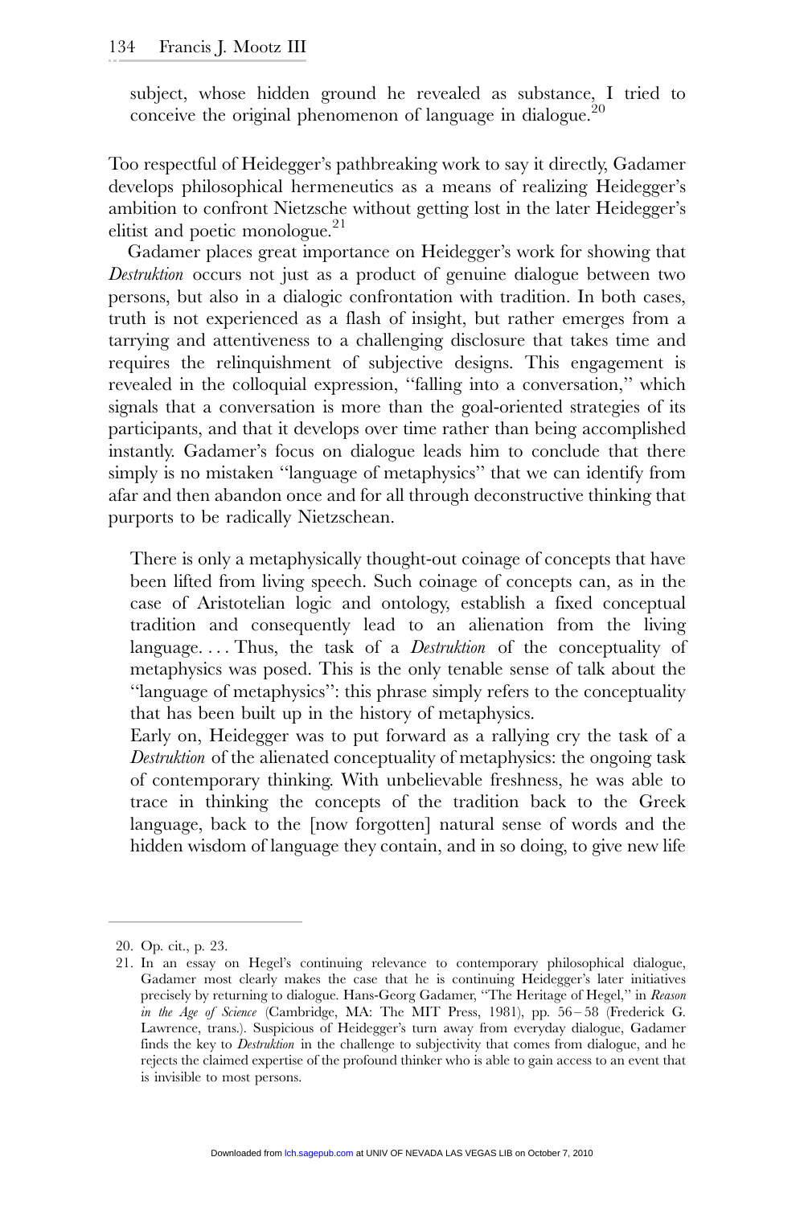> subject, whose hidden ground he revealed as substance, I tried to conceive the original phenomenon of language in dialogue.[20]

Too respectful of Heidegger's pathbreaking work to say it directly, Gadamer develops philosophical hermeneutics as a means of realizing Heidegger's ambition to confront Nietzsche without getting lost in the later Heidegger's elitist and poetic monologue.[21]

Gadamer places great importance on Heidegger's work for showing that *Destruktion* occurs not just as a product of genuine dialogue between two persons, but also in a dialogic confrontation with tradition. In both cases, truth is not experienced as a flash of insight, but rather emerges from a tarrying and attentiveness to a challenging disclosure that takes time and requires the relinquishment of subjective designs. This engagement is revealed in the colloquial expression, "falling into a conversation," which signals that a conversation is more than the goal-oriented strategies of its participants, and that it develops over time rather than being accomplished instantly. Gadamer's focus on dialogue leads him to conclude that there simply is no mistaken "language of metaphysics" that we can identify from afar and then abandon once and for all through deconstructive thinking that purports to be radically Nietzschean.

> There is only a metaphysically thought-out coinage of concepts that have been lifted from living speech. Such coinage of concepts can, as in the case of Aristotelian logic and ontology, establish a fixed conceptual tradition and consequently lead to an alienation from the living language. ... Thus, the task of a *Destruktion* of the conceptuality of metaphysics was posed. This is the only tenable sense of talk about the "language of metaphysics": this phrase simply refers to the conceptuality that has been built up in the history of metaphysics.
>
> Early on, Heidegger was to put forward as a rallying cry the task of a *Destruktion* of the alienated conceptuality of metaphysics: the ongoing task of contemporary thinking. With unbelievable freshness, he was able to trace in thinking the concepts of the tradition back to the Greek language, back to the [now forgotten] natural sense of words and the hidden wisdom of language they contain, and in so doing, to give new life

---

20. Op. cit., p. 23.
21. In an essay on Hegel's continuing relevance to contemporary philosophical dialogue, Gadamer most clearly makes the case that he is continuing Heidegger's later initiatives precisely by returning to dialogue. Hans-Georg Gadamer, "The Heritage of Hegel," in *Reason in the Age of Science* (Cambridge, MA: The MIT Press, 1981), pp. 56–58 (Frederick G. Lawrence, trans.). Suspicious of Heidegger's turn away from everyday dialogue, Gadamer finds the key to *Destruktion* in the challenge to subjectivity that comes from dialogue, and he rejects the claimed expertise of the profound thinker who is able to gain access to an event that is invisible to most persons.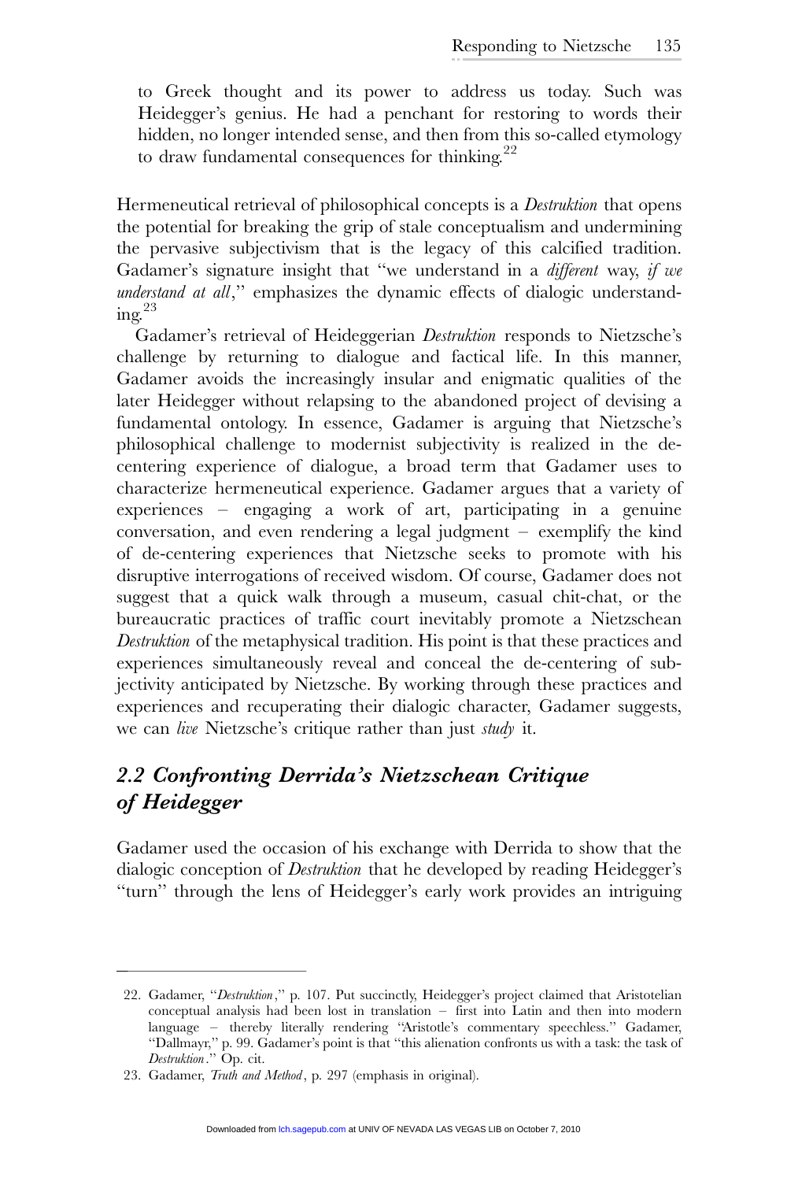to Greek thought and its power to address us today. Such was Heidegger's genius. He had a penchant for restoring to words their hidden, no longer intended sense, and then from this so-called etymology to draw fundamental consequences for thinking.[22]

Hermeneutical retrieval of philosophical concepts is a *Destruktion* that opens the potential for breaking the grip of stale conceptualism and undermining the pervasive subjectivism that is the legacy of this calcified tradition. Gadamer's signature insight that "we understand in a *different* way, *if we understand at all*," emphasizes the dynamic effects of dialogic understanding.[23]

Gadamer's retrieval of Heideggerian *Destruktion* responds to Nietzsche's challenge by returning to dialogue and factical life. In this manner, Gadamer avoids the increasingly insular and enigmatic qualities of the later Heidegger without relapsing to the abandoned project of devising a fundamental ontology. In essence, Gadamer is arguing that Nietzsche's philosophical challenge to modernist subjectivity is realized in the de-centering experience of dialogue, a broad term that Gadamer uses to characterize hermeneutical experience. Gadamer argues that a variety of experiences – engaging a work of art, participating in a genuine conversation, and even rendering a legal judgment – exemplify the kind of de-centering experiences that Nietzsche seeks to promote with his disruptive interrogations of received wisdom. Of course, Gadamer does not suggest that a quick walk through a museum, casual chit-chat, or the bureaucratic practices of traffic court inevitably promote a Nietzschean *Destruktion* of the metaphysical tradition. His point is that these practices and experiences simultaneously reveal and conceal the de-centering of subjectivity anticipated by Nietzsche. By working through these practices and experiences and recuperating their dialogic character, Gadamer suggests, we can *live* Nietzsche's critique rather than just *study* it.

## 2.2 Confronting Derrida's Nietzschean Critique of Heidegger

Gadamer used the occasion of his exchange with Derrida to show that the dialogic conception of *Destruktion* that he developed by reading Heidegger's "turn" through the lens of Heidegger's early work provides an intriguing

---

22. Gadamer, "*Destruktion*," p. 107. Put succinctly, Heidegger's project claimed that Aristotelian conceptual analysis had been lost in translation – first into Latin and then into modern language – thereby literally rendering "Aristotle's commentary speechless." Gadamer, "Dallmayr," p. 99. Gadamer's point is that "this alienation confronts us with a task: the task of *Destruktion*." Op. cit.

23. Gadamer, *Truth and Method*, p. 297 (emphasis in original).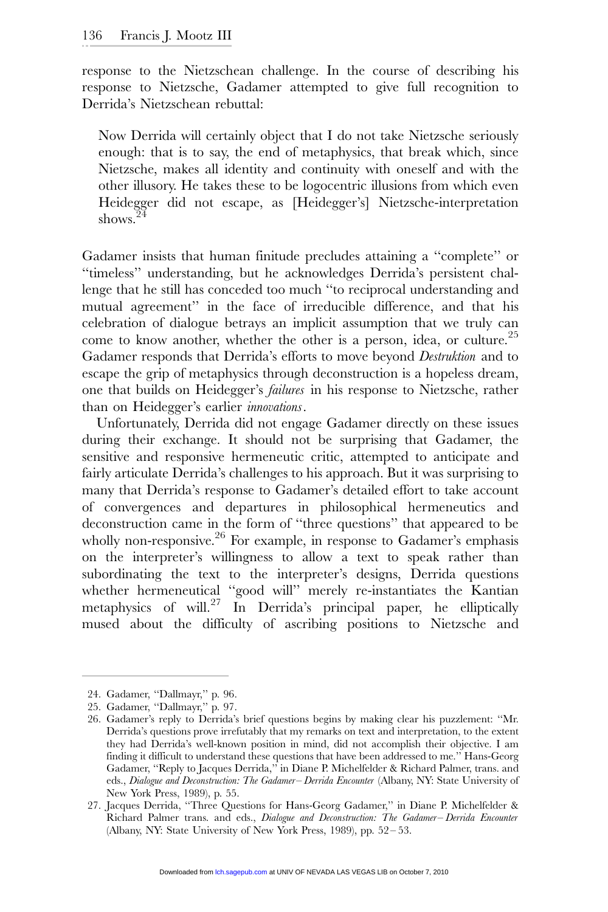response to the Nietzschean challenge. In the course of describing his response to Nietzsche, Gadamer attempted to give full recognition to Derrida's Nietzschean rebuttal:

> Now Derrida will certainly object that I do not take Nietzsche seriously enough: that is to say, the end of metaphysics, that break which, since Nietzsche, makes all identity and continuity with oneself and with the other illusory. He takes these to be logocentric illusions from which even Heidegger did not escape, as [Heidegger's] Nietzsche-interpretation shows.[24]

Gadamer insists that human finitude precludes attaining a "complete" or "timeless" understanding, but he acknowledges Derrida's persistent challenge that he still has conceded too much "to reciprocal understanding and mutual agreement" in the face of irreducible difference, and that his celebration of dialogue betrays an implicit assumption that we truly can come to know another, whether the other is a person, idea, or culture.[25] Gadamer responds that Derrida's efforts to move beyond *Destruktion* and to escape the grip of metaphysics through deconstruction is a hopeless dream, one that builds on Heidegger's *failures* in his response to Nietzsche, rather than on Heidegger's earlier *innovations*.

Unfortunately, Derrida did not engage Gadamer directly on these issues during their exchange. It should not be surprising that Gadamer, the sensitive and responsive hermeneutic critic, attempted to anticipate and fairly articulate Derrida's challenges to his approach. But it was surprising to many that Derrida's response to Gadamer's detailed effort to take account of convergences and departures in philosophical hermeneutics and deconstruction came in the form of "three questions" that appeared to be wholly non-responsive.[26] For example, in response to Gadamer's emphasis on the interpreter's willingness to allow a text to speak rather than subordinating the text to the interpreter's designs, Derrida questions whether hermeneutical "good will" merely re-instantiates the Kantian metaphysics of will.[27] In Derrida's principal paper, he elliptically mused about the difficulty of ascribing positions to Nietzsche and

---

24. Gadamer, "Dallmayr," p. 96.

25. Gadamer, "Dallmayr," p. 97.

26. Gadamer's reply to Derrida's brief questions begins by making clear his puzzlement: "Mr. Derrida's questions prove irrefutably that my remarks on text and interpretation, to the extent they had Derrida's well-known position in mind, did not accomplish their objective. I am finding it difficult to understand these questions that have been addressed to me." Hans-Georg Gadamer, "Reply to Jacques Derrida," in Diane P. Michelfelder & Richard Palmer, trans. and eds., *Dialogue and Deconstruction: The Gadamer–Derrida Encounter* (Albany, NY: State University of New York Press, 1989), p. 55.

27. Jacques Derrida, "Three Questions for Hans-Georg Gadamer," in Diane P. Michelfelder & Richard Palmer trans. and eds., *Dialogue and Deconstruction: The Gadamer–Derrida Encounter* (Albany, NY: State University of New York Press, 1989), pp. 52–53.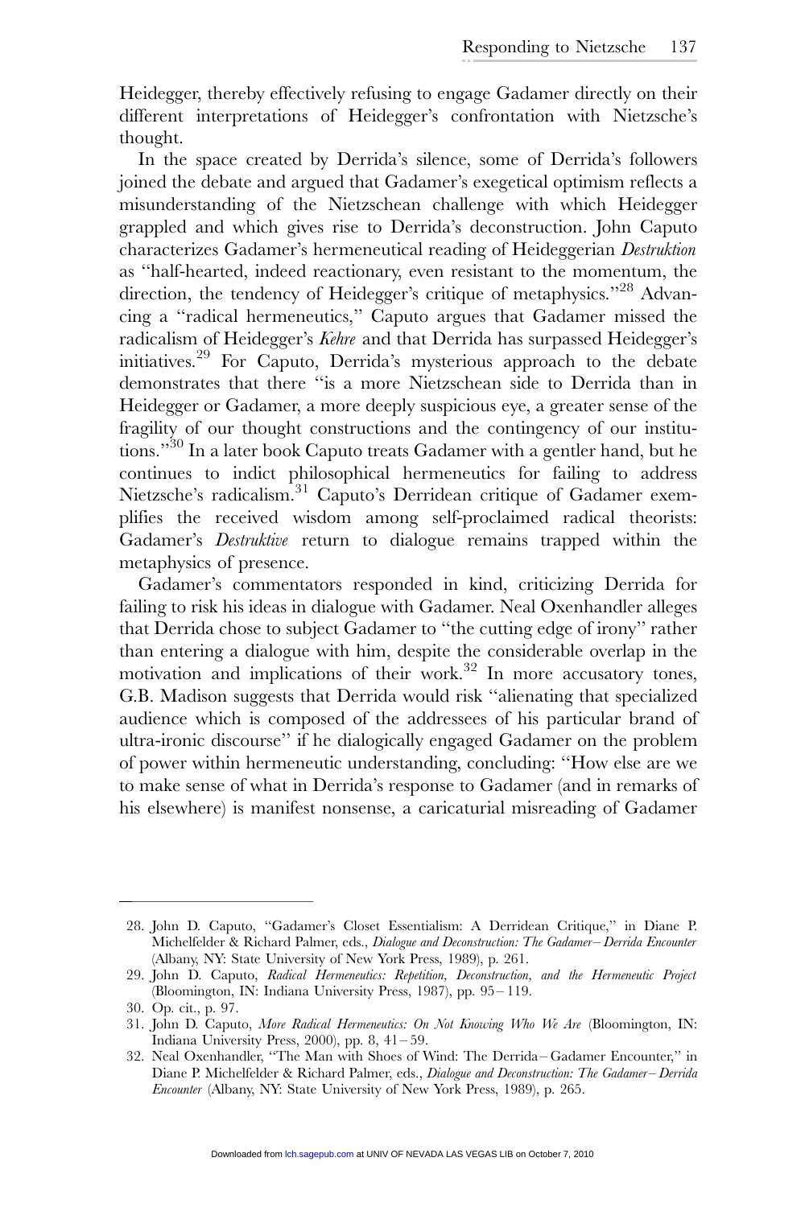Heidegger, thereby effectively refusing to engage Gadamer directly on their different interpretations of Heidegger's confrontation with Nietzsche's thought.

In the space created by Derrida's silence, some of Derrida's followers joined the debate and argued that Gadamer's exegetical optimism reflects a misunderstanding of the Nietzschean challenge with which Heidegger grappled and which gives rise to Derrida's deconstruction. John Caputo characterizes Gadamer's hermeneutical reading of Heideggerian *Destruktion* as "half-hearted, indeed reactionary, even resistant to the momentum, the direction, the tendency of Heidegger's critique of metaphysics."[28] Advancing a "radical hermeneutics," Caputo argues that Gadamer missed the radicalism of Heidegger's *Kehre* and that Derrida has surpassed Heidegger's initiatives.[29] For Caputo, Derrida's mysterious approach to the debate demonstrates that there "is a more Nietzschean side to Derrida than in Heidegger or Gadamer, a more deeply suspicious eye, a greater sense of the fragility of our thought constructions and the contingency of our institutions."[30] In a later book Caputo treats Gadamer with a gentler hand, but he continues to indict philosophical hermeneutics for failing to address Nietzsche's radicalism.[31] Caputo's Derridean critique of Gadamer exemplifies the received wisdom among self-proclaimed radical theorists: Gadamer's *Destruktive* return to dialogue remains trapped within the metaphysics of presence.

Gadamer's commentators responded in kind, criticizing Derrida for failing to risk his ideas in dialogue with Gadamer. Neal Oxenhandler alleges that Derrida chose to subject Gadamer to "the cutting edge of irony" rather than entering a dialogue with him, despite the considerable overlap in the motivation and implications of their work.[32] In more accusatory tones, G.B. Madison suggests that Derrida would risk "alienating that specialized audience which is composed of the addressees of his particular brand of ultra-ironic discourse" if he dialogically engaged Gadamer on the problem of power within hermeneutic understanding, concluding: "How else are we to make sense of what in Derrida's response to Gadamer (and in remarks of his elsewhere) is manifest nonsense, a caricaturial misreading of Gadamer

---

28. John D. Caputo, "Gadamer's Closet Essentialism: A Derridean Critique," in Diane P. Michelfelder & Richard Palmer, eds., *Dialogue and Deconstruction: The Gadamer–Derrida Encounter* (Albany, NY: State University of New York Press, 1989), p. 261.
29. John D. Caputo, *Radical Hermeneutics: Repetition, Deconstruction, and the Hermeneutic Project* (Bloomington, IN: Indiana University Press, 1987), pp. 95–119.
30. Op. cit., p. 97.
31. John D. Caputo, *More Radical Hermeneutics: On Not Knowing Who We Are* (Bloomington, IN: Indiana University Press, 2000), pp. 8, 41–59.
32. Neal Oxenhandler, "The Man with Shoes of Wind: The Derrida–Gadamer Encounter," in Diane P. Michelfelder & Richard Palmer, eds., *Dialogue and Deconstruction: The Gadamer–Derrida Encounter* (Albany, NY: State University of New York Press, 1989), p. 265.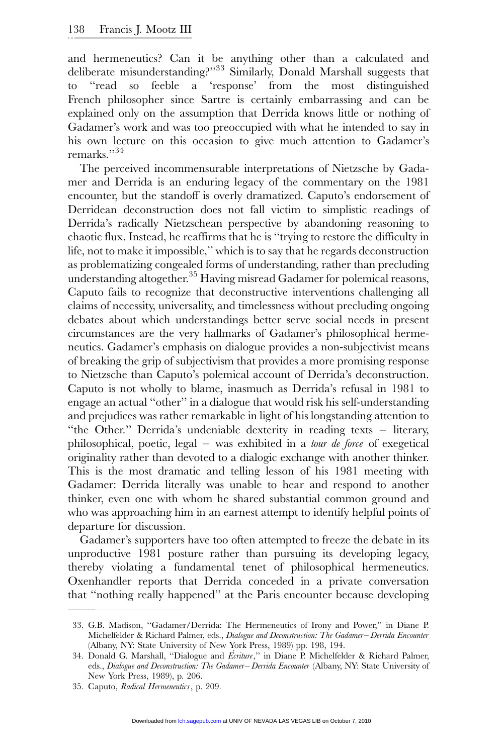and hermeneutics? Can it be anything other than a calculated and deliberate misunderstanding?"[33] Similarly, Donald Marshall suggests that to "read so feeble a 'response' from the most distinguished French philosopher since Sartre is certainly embarrassing and can be explained only on the assumption that Derrida knows little or nothing of Gadamer's work and was too preoccupied with what he intended to say in his own lecture on this occasion to give much attention to Gadamer's remarks."[34]

The perceived incommensurable interpretations of Nietzsche by Gadamer and Derrida is an enduring legacy of the commentary on the 1981 encounter, but the standoff is overly dramatized. Caputo's endorsement of Derridean deconstruction does not fall victim to simplistic readings of Derrida's radically Nietzschean perspective by abandoning reasoning to chaotic flux. Instead, he reaffirms that he is "trying to restore the difficulty in life, not to make it impossible," which is to say that he regards deconstruction as problematizing congealed forms of understanding, rather than precluding understanding altogether.[35] Having misread Gadamer for polemical reasons, Caputo fails to recognize that deconstructive interventions challenging all claims of necessity, universality, and timelessness without precluding ongoing debates about which understandings better serve social needs in present circumstances are the very hallmarks of Gadamer's philosophical hermeneutics. Gadamer's emphasis on dialogue provides a non-subjectivist means of breaking the grip of subjectivism that provides a more promising response to Nietzsche than Caputo's polemical account of Derrida's deconstruction. Caputo is not wholly to blame, inasmuch as Derrida's refusal in 1981 to engage an actual "other" in a dialogue that would risk his self-understanding and prejudices was rather remarkable in light of his longstanding attention to "the Other." Derrida's undeniable dexterity in reading texts – literary, philosophical, poetic, legal – was exhibited in a *tour de force* of exegetical originality rather than devoted to a dialogic exchange with another thinker. This is the most dramatic and telling lesson of his 1981 meeting with Gadamer: Derrida literally was unable to hear and respond to another thinker, even one with whom he shared substantial common ground and who was approaching him in an earnest attempt to identify helpful points of departure for discussion.

Gadamer's supporters have too often attempted to freeze the debate in its unproductive 1981 posture rather than pursuing its developing legacy, thereby violating a fundamental tenet of philosophical hermeneutics. Oxenhandler reports that Derrida conceded in a private conversation that "nothing really happened" at the Paris encounter because developing

---

33. G.B. Madison, "Gadamer/Derrida: The Hermeneutics of Irony and Power," in Diane P. Michelfelder & Richard Palmer, eds., *Dialogue and Deconstruction: The Gadamer–Derrida Encounter* (Albany, NY: State University of New York Press, 1989) pp. 198, 194.

34. Donald G. Marshall, "Dialogue and *Écriture*," in Diane P. Michelfelder & Richard Palmer, eds., *Dialogue and Deconstruction: The Gadamer–Derrida Encounter* (Albany, NY: State University of New York Press, 1989), p. 206.

35. Caputo, *Radical Hermeneutics*, p. 209.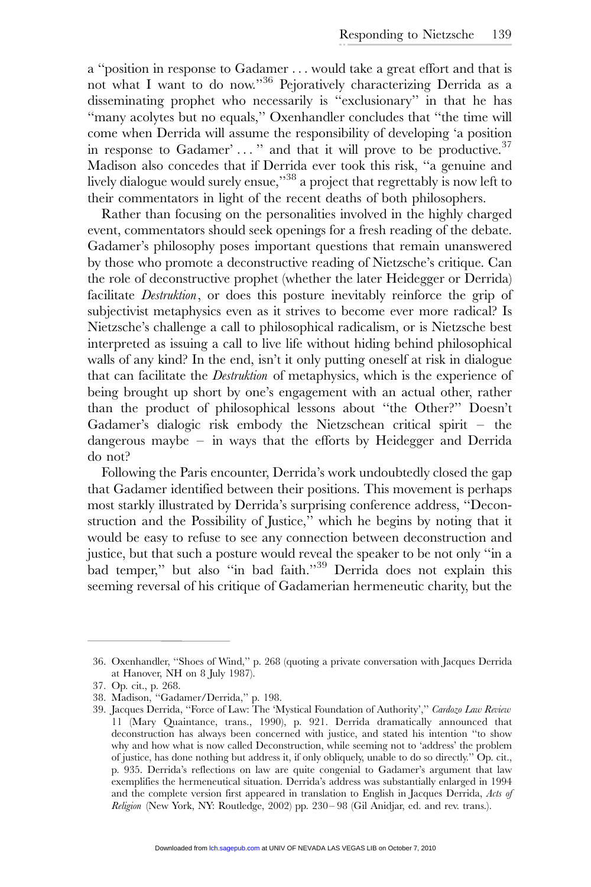a "position in response to Gadamer . . . would take a great effort and that is not what I want to do now."[36] Pejoratively characterizing Derrida as a disseminating prophet who necessarily is "exclusionary" in that he has "many acolytes but no equals," Oxenhandler concludes that "the time will come when Derrida will assume the responsibility of developing 'a position in response to Gadamer' . . . " and that it will prove to be productive.[37] Madison also concedes that if Derrida ever took this risk, "a genuine and lively dialogue would surely ensue,"[38] a project that regrettably is now left to their commentators in light of the recent deaths of both philosophers.

Rather than focusing on the personalities involved in the highly charged event, commentators should seek openings for a fresh reading of the debate. Gadamer's philosophy poses important questions that remain unanswered by those who promote a deconstructive reading of Nietzsche's critique. Can the role of deconstructive prophet (whether the later Heidegger or Derrida) facilitate *Destruktion*, or does this posture inevitably reinforce the grip of subjectivist metaphysics even as it strives to become ever more radical? Is Nietzsche's challenge a call to philosophical radicalism, or is Nietzsche best interpreted as issuing a call to live life without hiding behind philosophical walls of any kind? In the end, isn't it only putting oneself at risk in dialogue that can facilitate the *Destruktion* of metaphysics, which is the experience of being brought up short by one's engagement with an actual other, rather than the product of philosophical lessons about "the Other?" Doesn't Gadamer's dialogic risk embody the Nietzschean critical spirit – the dangerous maybe – in ways that the efforts by Heidegger and Derrida do not?

Following the Paris encounter, Derrida's work undoubtedly closed the gap that Gadamer identified between their positions. This movement is perhaps most starkly illustrated by Derrida's surprising conference address, "Deconstruction and the Possibility of Justice," which he begins by noting that it would be easy to refuse to see any connection between deconstruction and justice, but that such a posture would reveal the speaker to be not only "in a bad temper," but also "in bad faith."[39] Derrida does not explain this seeming reversal of his critique of Gadamerian hermeneutic charity, but the

---

36. Oxenhandler, "Shoes of Wind," p. 268 (quoting a private conversation with Jacques Derrida at Hanover, NH on 8 July 1987).

37. Op. cit., p. 268.

38. Madison, "Gadamer/Derrida," p. 198.

39. Jacques Derrida, "Force of Law: The 'Mystical Foundation of Authority'," *Cardozo Law Review* 11 (Mary Quaintance, trans., 1990), p. 921. Derrida dramatically announced that deconstruction has always been concerned with justice, and stated his intention "to show why and how what is now called Deconstruction, while seeming not to 'address' the problem of justice, has done nothing but address it, if only obliquely, unable to do so directly." Op. cit., p. 935. Derrida's reflections on law are quite congenial to Gadamer's argument that law exemplifies the hermeneutical situation. Derrida's address was substantially enlarged in 1994 and the complete version first appeared in translation to English in Jacques Derrida, *Acts of Religion* (New York, NY: Routledge, 2002) pp. 230–98 (Gil Anidjar, ed. and rev. trans.).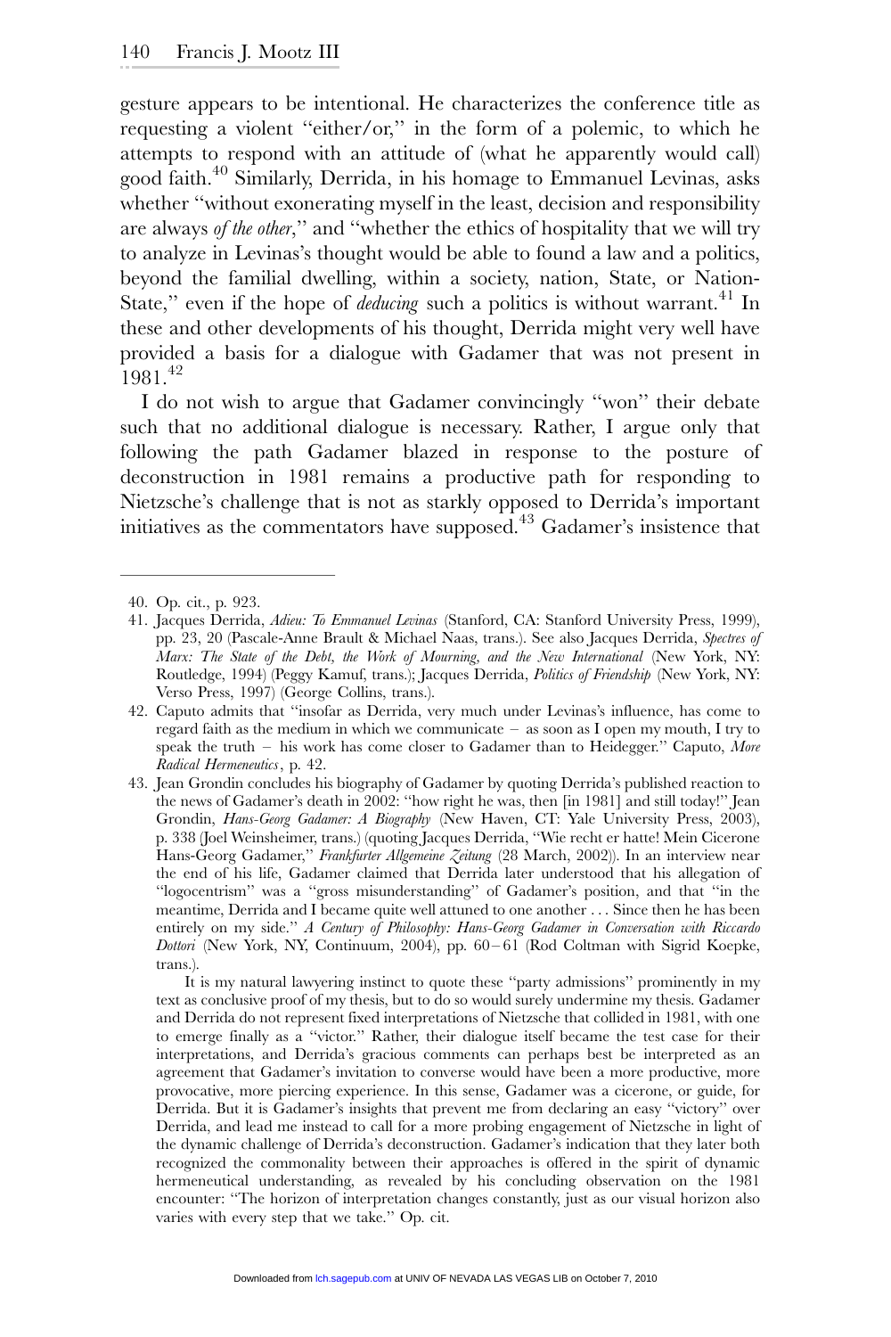gesture appears to be intentional. He characterizes the conference title as requesting a violent ''either/or,'' in the form of a polemic, to which he attempts to respond with an attitude of (what he apparently would call) good faith.[40] Similarly, Derrida, in his homage to Emmanuel Levinas, asks whether ''without exonerating myself in the least, decision and responsibility are always *of the other*,'' and ''whether the ethics of hospitality that we will try to analyze in Levinas's thought would be able to found a law and a politics, beyond the familial dwelling, within a society, nation, State, or Nation-State,'' even if the hope of *deducing* such a politics is without warrant.[41] In these and other developments of his thought, Derrida might very well have provided a basis for a dialogue with Gadamer that was not present in 1981.[42]

I do not wish to argue that Gadamer convincingly ''won'' their debate such that no additional dialogue is necessary. Rather, I argue only that following the path Gadamer blazed in response to the posture of deconstruction in 1981 remains a productive path for responding to Nietzsche's challenge that is not as starkly opposed to Derrida's important initiatives as the commentators have supposed.[43] Gadamer's insistence that

---

40. Op. cit., p. 923.

41. Jacques Derrida, *Adieu: To Emmanuel Levinas* (Stanford, CA: Stanford University Press, 1999), pp. 23, 20 (Pascale-Anne Brault & Michael Naas, trans.). See also Jacques Derrida, *Spectres of Marx: The State of the Debt, the Work of Mourning, and the New International* (New York, NY: Routledge, 1994) (Peggy Kamuf, trans.); Jacques Derrida, *Politics of Friendship* (New York, NY: Verso Press, 1997) (George Collins, trans.).

42. Caputo admits that ''insofar as Derrida, very much under Levinas's influence, has come to regard faith as the medium in which we communicate – as soon as I open my mouth, I try to speak the truth – his work has come closer to Gadamer than to Heidegger.'' Caputo, *More Radical Hermeneutics*, p. 42.

43. Jean Grondin concludes his biography of Gadamer by quoting Derrida's published reaction to the news of Gadamer's death in 2002: ''how right he was, then [in 1981] and still today!'' Jean Grondin, *Hans-Georg Gadamer: A Biography* (New Haven, CT: Yale University Press, 2003), p. 338 (Joel Weinsheimer, trans.) (quoting Jacques Derrida, ''Wie recht er hatte! Mein Cicerone Hans-Georg Gadamer,'' *Frankfurter Allgemeine Zeitung* (28 March, 2002)). In an interview near the end of his life, Gadamer claimed that Derrida later understood that his allegation of ''logocentrism'' was a ''gross misunderstanding'' of Gadamer's position, and that ''in the meantime, Derrida and I became quite well attuned to one another . . . Since then he has been entirely on my side.'' *A Century of Philosophy: Hans-Georg Gadamer in Conversation with Riccardo Dottori* (New York, NY, Continuum, 2004), pp. 60–61 (Rod Coltman with Sigrid Koepke, trans.).

    It is my natural lawyering instinct to quote these ''party admissions'' prominently in my text as conclusive proof of my thesis, but to do so would surely undermine my thesis. Gadamer and Derrida do not represent fixed interpretations of Nietzsche that collided in 1981, with one to emerge finally as a ''victor.'' Rather, their dialogue itself became the test case for their interpretations, and Derrida's gracious comments can perhaps best be interpreted as an agreement that Gadamer's invitation to converse would have been a more productive, more provocative, more piercing experience. In this sense, Gadamer was a cicerone, or guide, for Derrida. But it is Gadamer's insights that prevent me from declaring an easy ''victory'' over Derrida, and lead me instead to call for a more probing engagement of Nietzsche in light of the dynamic challenge of Derrida's deconstruction. Gadamer's indication that they later both recognized the commonality between their approaches is offered in the spirit of dynamic hermeneutical understanding, as revealed by his concluding observation on the 1981 encounter: ''The horizon of interpretation changes constantly, just as our visual horizon also varies with every step that we take.'' Op. cit.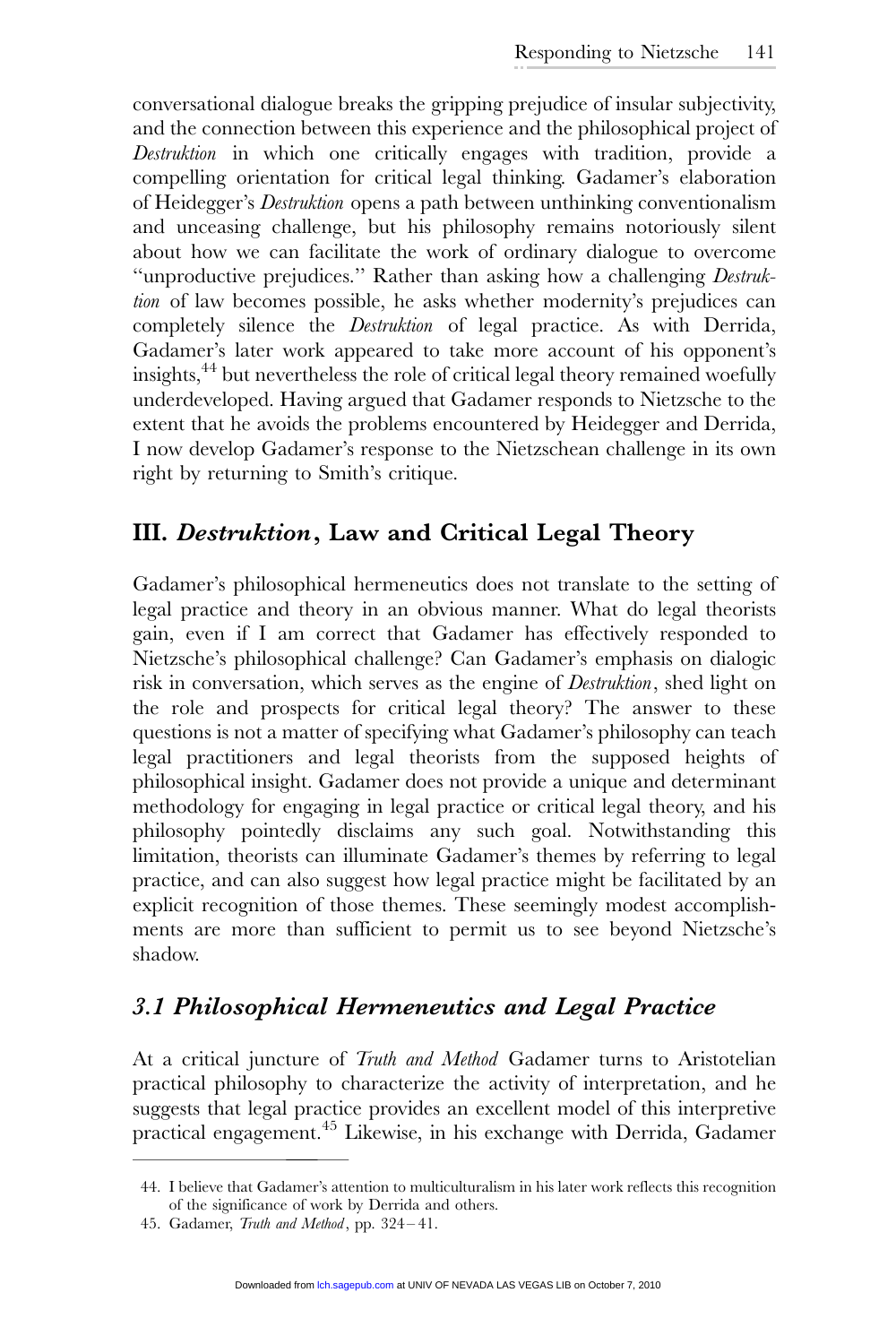conversational dialogue breaks the gripping prejudice of insular subjectivity, and the connection between this experience and the philosophical project of *Destruktion* in which one critically engages with tradition, provide a compelling orientation for critical legal thinking. Gadamer's elaboration of Heidegger's *Destruktion* opens a path between unthinking conventionalism and unceasing challenge, but his philosophy remains notoriously silent about how we can facilitate the work of ordinary dialogue to overcome "unproductive prejudices." Rather than asking how a challenging *Destruktion* of law becomes possible, he asks whether modernity's prejudices can completely silence the *Destruktion* of legal practice. As with Derrida, Gadamer's later work appeared to take more account of his opponent's insights,[44] but nevertheless the role of critical legal theory remained woefully underdeveloped. Having argued that Gadamer responds to Nietzsche to the extent that he avoids the problems encountered by Heidegger and Derrida, I now develop Gadamer's response to the Nietzschean challenge in its own right by returning to Smith's critique.

## III. *Destruktion*, Law and Critical Legal Theory

Gadamer's philosophical hermeneutics does not translate to the setting of legal practice and theory in an obvious manner. What do legal theorists gain, even if I am correct that Gadamer has effectively responded to Nietzsche's philosophical challenge? Can Gadamer's emphasis on dialogic risk in conversation, which serves as the engine of *Destruktion*, shed light on the role and prospects for critical legal theory? The answer to these questions is not a matter of specifying what Gadamer's philosophy can teach legal practitioners and legal theorists from the supposed heights of philosophical insight. Gadamer does not provide a unique and determinant methodology for engaging in legal practice or critical legal theory, and his philosophy pointedly disclaims any such goal. Notwithstanding this limitation, theorists can illuminate Gadamer's themes by referring to legal practice, and can also suggest how legal practice might be facilitated by an explicit recognition of those themes. These seemingly modest accomplishments are more than sufficient to permit us to see beyond Nietzsche's shadow.

### *3.1 Philosophical Hermeneutics and Legal Practice*

At a critical juncture of *Truth and Method* Gadamer turns to Aristotelian practical philosophy to characterize the activity of interpretation, and he suggests that legal practice provides an excellent model of this interpretive practical engagement.[45] Likewise, in his exchange with Derrida, Gadamer

---

44. I believe that Gadamer's attention to multiculturalism in his later work reflects this recognition of the significance of work by Derrida and others.

45. Gadamer, *Truth and Method*, pp. 324–41.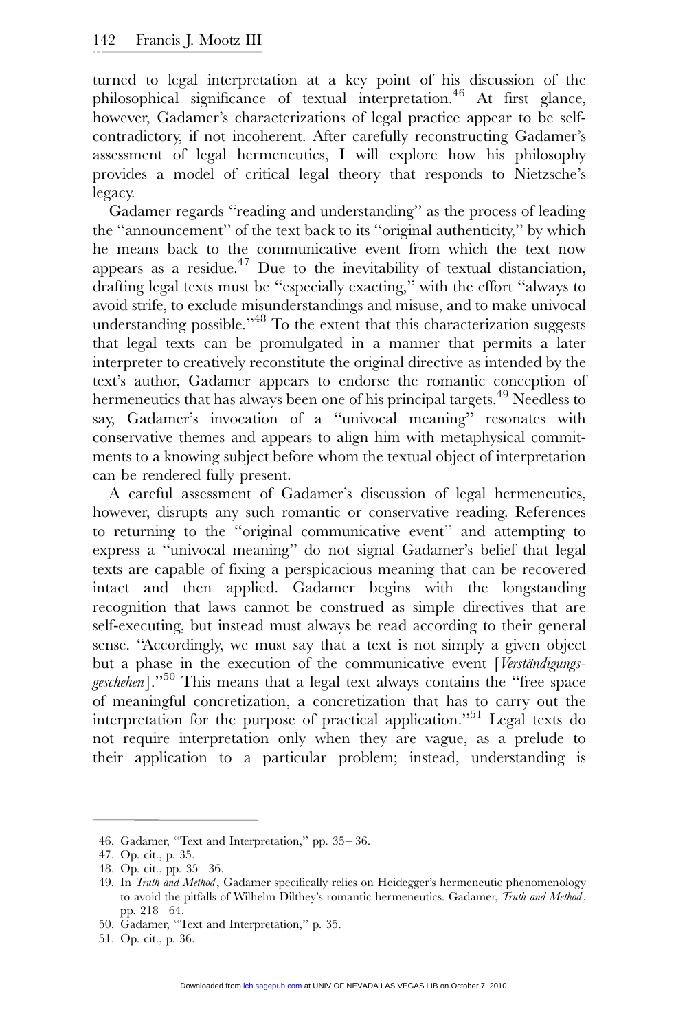turned to legal interpretation at a key point of his discussion of the philosophical significance of textual interpretation.[46] At first glance, however, Gadamer's characterizations of legal practice appear to be self-contradictory, if not incoherent. After carefully reconstructing Gadamer's assessment of legal hermeneutics, I will explore how his philosophy provides a model of critical legal theory that responds to Nietzsche's legacy.

Gadamer regards ''reading and understanding'' as the process of leading the ''announcement'' of the text back to its ''original authenticity,'' by which he means back to the communicative event from which the text now appears as a residue.[47] Due to the inevitability of textual distanciation, drafting legal texts must be ''especially exacting,'' with the effort ''always to avoid strife, to exclude misunderstandings and misuse, and to make univocal understanding possible.''[48] To the extent that this characterization suggests that legal texts can be promulgated in a manner that permits a later interpreter to creatively reconstitute the original directive as intended by the text's author, Gadamer appears to endorse the romantic conception of hermeneutics that has always been one of his principal targets.[49] Needless to say, Gadamer's invocation of a ''univocal meaning'' resonates with conservative themes and appears to align him with metaphysical commitments to a knowing subject before whom the textual object of interpretation can be rendered fully present.

A careful assessment of Gadamer's discussion of legal hermeneutics, however, disrupts any such romantic or conservative reading. References to returning to the ''original communicative event'' and attempting to express a ''univocal meaning'' do not signal Gadamer's belief that legal texts are capable of fixing a perspicacious meaning that can be recovered intact and then applied. Gadamer begins with the longstanding recognition that laws cannot be construed as simple directives that are self-executing, but instead must always be read according to their general sense. ''Accordingly, we must say that a text is not simply a given object but a phase in the execution of the communicative event [*Verständigungsgeschehen*].''[50] This means that a legal text always contains the ''free space of meaningful concretization, a concretization that has to carry out the interpretation for the purpose of practical application.''[51] Legal texts do not require interpretation only when they are vague, as a prelude to their application to a particular problem; instead, understanding is

46. Gadamer, ''Text and Interpretation,'' pp. 35–36.

47. Op. cit., p. 35.

48. Op. cit., pp. 35–36.

49. In *Truth and Method*, Gadamer specifically relies on Heidegger's hermeneutic phenomenology to avoid the pitfalls of Wilhelm Dilthey's romantic hermeneutics. Gadamer, *Truth and Method*, pp. 218–64.

50. Gadamer, ''Text and Interpretation,'' p. 35.

51. Op. cit., p. 36.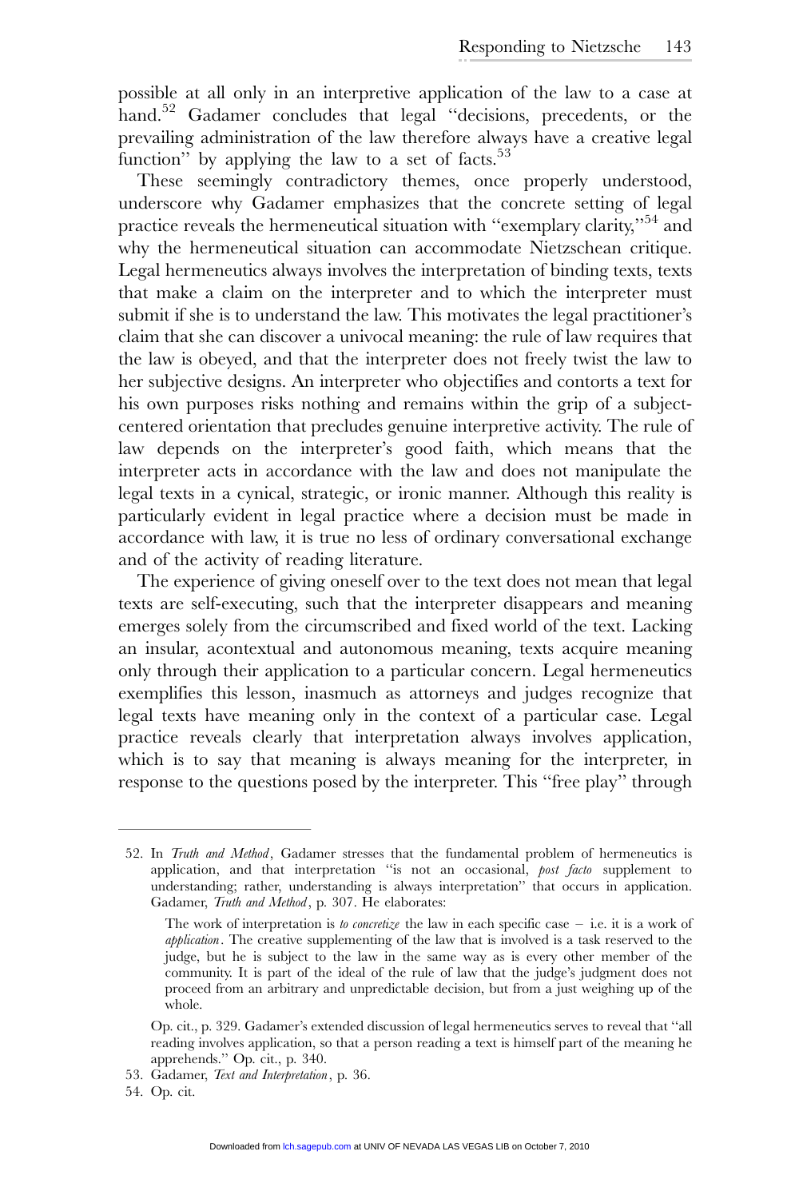possible at all only in an interpretive application of the law to a case at hand.[52] Gadamer concludes that legal "decisions, precedents, or the prevailing administration of the law therefore always have a creative legal function" by applying the law to a set of facts.[53]

These seemingly contradictory themes, once properly understood, underscore why Gadamer emphasizes that the concrete setting of legal practice reveals the hermeneutical situation with "exemplary clarity,"[54] and why the hermeneutical situation can accommodate Nietzschean critique. Legal hermeneutics always involves the interpretation of binding texts, texts that make a claim on the interpreter and to which the interpreter must submit if she is to understand the law. This motivates the legal practitioner's claim that she can discover a univocal meaning: the rule of law requires that the law is obeyed, and that the interpreter does not freely twist the law to her subjective designs. An interpreter who objectifies and contorts a text for his own purposes risks nothing and remains within the grip of a subject-centered orientation that precludes genuine interpretive activity. The rule of law depends on the interpreter's good faith, which means that the interpreter acts in accordance with the law and does not manipulate the legal texts in a cynical, strategic, or ironic manner. Although this reality is particularly evident in legal practice where a decision must be made in accordance with law, it is true no less of ordinary conversational exchange and of the activity of reading literature.

The experience of giving oneself over to the text does not mean that legal texts are self-executing, such that the interpreter disappears and meaning emerges solely from the circumscribed and fixed world of the text. Lacking an insular, acontextual and autonomous meaning, texts acquire meaning only through their application to a particular concern. Legal hermeneutics exemplifies this lesson, inasmuch as attorneys and judges recognize that legal texts have meaning only in the context of a particular case. Legal practice reveals clearly that interpretation always involves application, which is to say that meaning is always meaning for the interpreter, in response to the questions posed by the interpreter. This "free play" through

---

52. In *Truth and Method*, Gadamer stresses that the fundamental problem of hermeneutics is application, and that interpretation "is not an occasional, *post facto* supplement to understanding; rather, understanding is always interpretation" that occurs in application. Gadamer, *Truth and Method*, p. 307. He elaborates:

> The work of interpretation is *to concretize* the law in each specific case – i.e. it is a work of *application*. The creative supplementing of the law that is involved is a task reserved to the judge, but he is subject to the law in the same way as is every other member of the community. It is part of the ideal of the rule of law that the judge's judgment does not proceed from an arbitrary and unpredictable decision, but from a just weighing up of the whole.

Op. cit., p. 329. Gadamer's extended discussion of legal hermeneutics serves to reveal that "all reading involves application, so that a person reading a text is himself part of the meaning he apprehends." Op. cit., p. 340.

53. Gadamer, *Text and Interpretation*, p. 36.

54. Op. cit.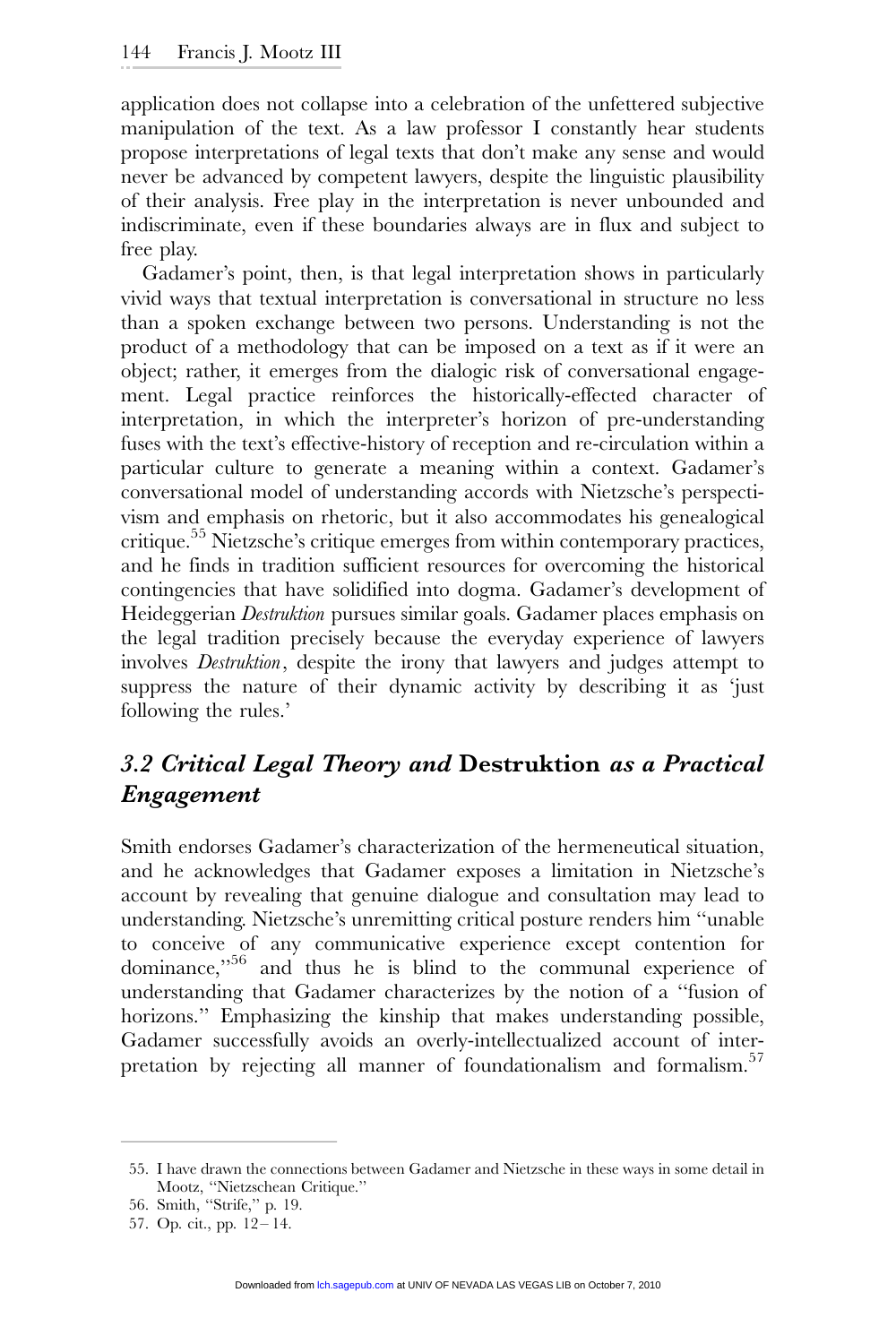application does not collapse into a celebration of the unfettered subjective manipulation of the text. As a law professor I constantly hear students propose interpretations of legal texts that don't make any sense and would never be advanced by competent lawyers, despite the linguistic plausibility of their analysis. Free play in the interpretation is never unbounded and indiscriminate, even if these boundaries always are in flux and subject to free play.

Gadamer's point, then, is that legal interpretation shows in particularly vivid ways that textual interpretation is conversational in structure no less than a spoken exchange between two persons. Understanding is not the product of a methodology that can be imposed on a text as if it were an object; rather, it emerges from the dialogic risk of conversational engagement. Legal practice reinforces the historically-effected character of interpretation, in which the interpreter's horizon of pre-understanding fuses with the text's effective-history of reception and re-circulation within a particular culture to generate a meaning within a context. Gadamer's conversational model of understanding accords with Nietzsche's perspectivism and emphasis on rhetoric, but it also accommodates his genealogical critique.[55] Nietzsche's critique emerges from within contemporary practices, and he finds in tradition sufficient resources for overcoming the historical contingencies that have solidified into dogma. Gadamer's development of Heideggerian *Destruktion* pursues similar goals. Gadamer places emphasis on the legal tradition precisely because the everyday experience of lawyers involves *Destruktion*, despite the irony that lawyers and judges attempt to suppress the nature of their dynamic activity by describing it as 'just following the rules.'

## *3.2 Critical Legal Theory and* **Destruktion** *as a Practical Engagement*

Smith endorses Gadamer's characterization of the hermeneutical situation, and he acknowledges that Gadamer exposes a limitation in Nietzsche's account by revealing that genuine dialogue and consultation may lead to understanding. Nietzsche's unremitting critical posture renders him "unable to conceive of any communicative experience except contention for dominance,"[56] and thus he is blind to the communal experience of understanding that Gadamer characterizes by the notion of a "fusion of horizons." Emphasizing the kinship that makes understanding possible, Gadamer successfully avoids an overly-intellectualized account of interpretation by rejecting all manner of foundationalism and formalism.[57]

---

55. I have drawn the connections between Gadamer and Nietzsche in these ways in some detail in Mootz, "Nietzschean Critique."

56. Smith, "Strife," p. 19.

57. Op. cit., pp. 12–14.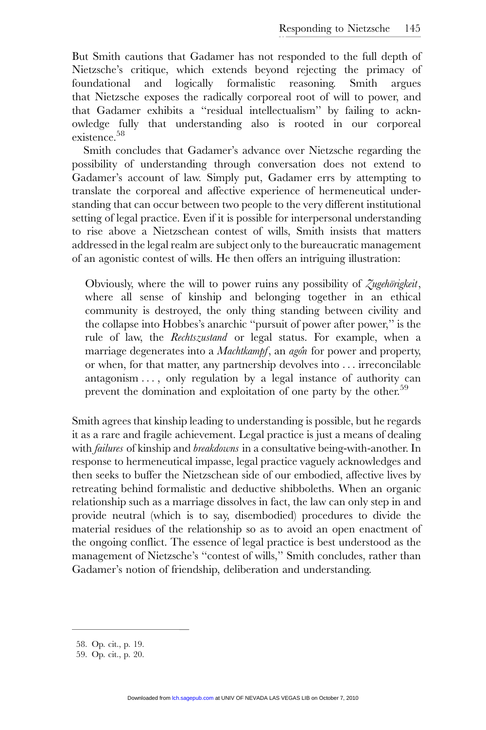But Smith cautions that Gadamer has not responded to the full depth of Nietzsche's critique, which extends beyond rejecting the primacy of foundational and logically formalistic reasoning. Smith argues that Nietzsche exposes the radically corporeal root of will to power, and that Gadamer exhibits a ''residual intellectualism'' by failing to acknowledge fully that understanding also is rooted in our corporeal existence.[58]

Smith concludes that Gadamer's advance over Nietzsche regarding the possibility of understanding through conversation does not extend to Gadamer's account of law. Simply put, Gadamer errs by attempting to translate the corporeal and affective experience of hermeneutical understanding that can occur between two people to the very different institutional setting of legal practice. Even if it is possible for interpersonal understanding to rise above a Nietzschean contest of wills, Smith insists that matters addressed in the legal realm are subject only to the bureaucratic management of an agonistic contest of wills. He then offers an intriguing illustration:

> Obviously, where the will to power ruins any possibility of *Zugehörigkeit*, where all sense of kinship and belonging together in an ethical community is destroyed, the only thing standing between civility and the collapse into Hobbes's anarchic ''pursuit of power after power,'' is the rule of law, the *Rechtszustand* or legal status. For example, when a marriage degenerates into a *Machtkampf*, an *agôn* for power and property, or when, for that matter, any partnership devolves into . . . irreconcilable antagonism . . . , only regulation by a legal instance of authority can prevent the domination and exploitation of one party by the other.[59]

Smith agrees that kinship leading to understanding is possible, but he regards it as a rare and fragile achievement. Legal practice is just a means of dealing with *failures* of kinship and *breakdowns* in a consultative being-with-another. In response to hermeneutical impasse, legal practice vaguely acknowledges and then seeks to buffer the Nietzschean side of our embodied, affective lives by retreating behind formalistic and deductive shibboleths. When an organic relationship such as a marriage dissolves in fact, the law can only step in and provide neutral (which is to say, disembodied) procedures to divide the material residues of the relationship so as to avoid an open enactment of the ongoing conflict. The essence of legal practice is best understood as the management of Nietzsche's ''contest of wills,'' Smith concludes, rather than Gadamer's notion of friendship, deliberation and understanding.

---

58. Op. cit., p. 19.
59. Op. cit., p. 20.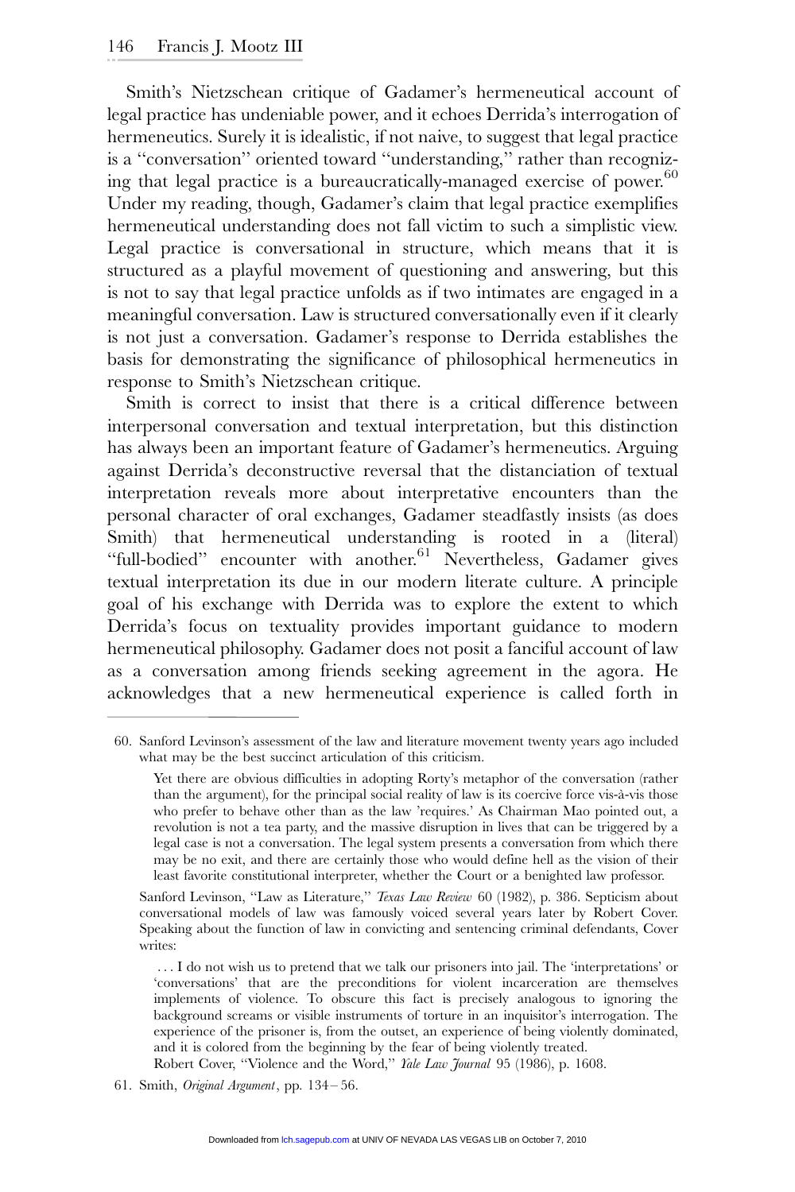Smith's Nietzschean critique of Gadamer's hermeneutical account of legal practice has undeniable power, and it echoes Derrida's interrogation of hermeneutics. Surely it is idealistic, if not naive, to suggest that legal practice is a ''conversation'' oriented toward ''understanding,'' rather than recognizing that legal practice is a bureaucratically-managed exercise of power.[60] Under my reading, though, Gadamer's claim that legal practice exemplifies hermeneutical understanding does not fall victim to such a simplistic view. Legal practice is conversational in structure, which means that it is structured as a playful movement of questioning and answering, but this is not to say that legal practice unfolds as if two intimates are engaged in a meaningful conversation. Law is structured conversationally even if it clearly is not just a conversation. Gadamer's response to Derrida establishes the basis for demonstrating the significance of philosophical hermeneutics in response to Smith's Nietzschean critique.

Smith is correct to insist that there is a critical difference between interpersonal conversation and textual interpretation, but this distinction has always been an important feature of Gadamer's hermeneutics. Arguing against Derrida's deconstructive reversal that the distanciation of textual interpretation reveals more about interpretative encounters than the personal character of oral exchanges, Gadamer steadfastly insists (as does Smith) that hermeneutical understanding is rooted in a (literal) ''full-bodied'' encounter with another.[61] Nevertheless, Gadamer gives textual interpretation its due in our modern literate culture. A principle goal of his exchange with Derrida was to explore the extent to which Derrida's focus on textuality provides important guidance to modern hermeneutical philosophy. Gadamer does not posit a fanciful account of law as a conversation among friends seeking agreement in the agora. He acknowledges that a new hermeneutical experience is called forth in

---

60. Sanford Levinson's assessment of the law and literature movement twenty years ago included what may be the best succinct articulation of this criticism.

> Yet there are obvious difficulties in adopting Rorty's metaphor of the conversation (rather than the argument), for the principal social reality of law is its coercive force vis-à-vis those who prefer to behave other than as the law 'requires.' As Chairman Mao pointed out, a revolution is not a tea party, and the massive disruption in lives that can be triggered by a legal case is not a conversation. The legal system presents a conversation from which there may be no exit, and there are certainly those who would define hell as the vision of their least favorite constitutional interpreter, whether the Court or a benighted law professor.

Sanford Levinson, ''Law as Literature,'' *Texas Law Review* 60 (1982), p. 386. Septicism about conversational models of law was famously voiced several years later by Robert Cover. Speaking about the function of law in convicting and sentencing criminal defendants, Cover writes:

> ... I do not wish us to pretend that we talk our prisoners into jail. The 'interpretations' or 'conversations' that are the preconditions for violent incarceration are themselves implements of violence. To obscure this fact is precisely analogous to ignoring the background screams or visible instruments of torture in an inquisitor's interrogation. The experience of the prisoner is, from the outset, an experience of being violently dominated, and it is colored from the beginning by the fear of being violently treated.

Robert Cover, ''Violence and the Word,'' *Yale Law Journal* 95 (1986), p. 1608.

61. Smith, *Original Argument*, pp. 134–56.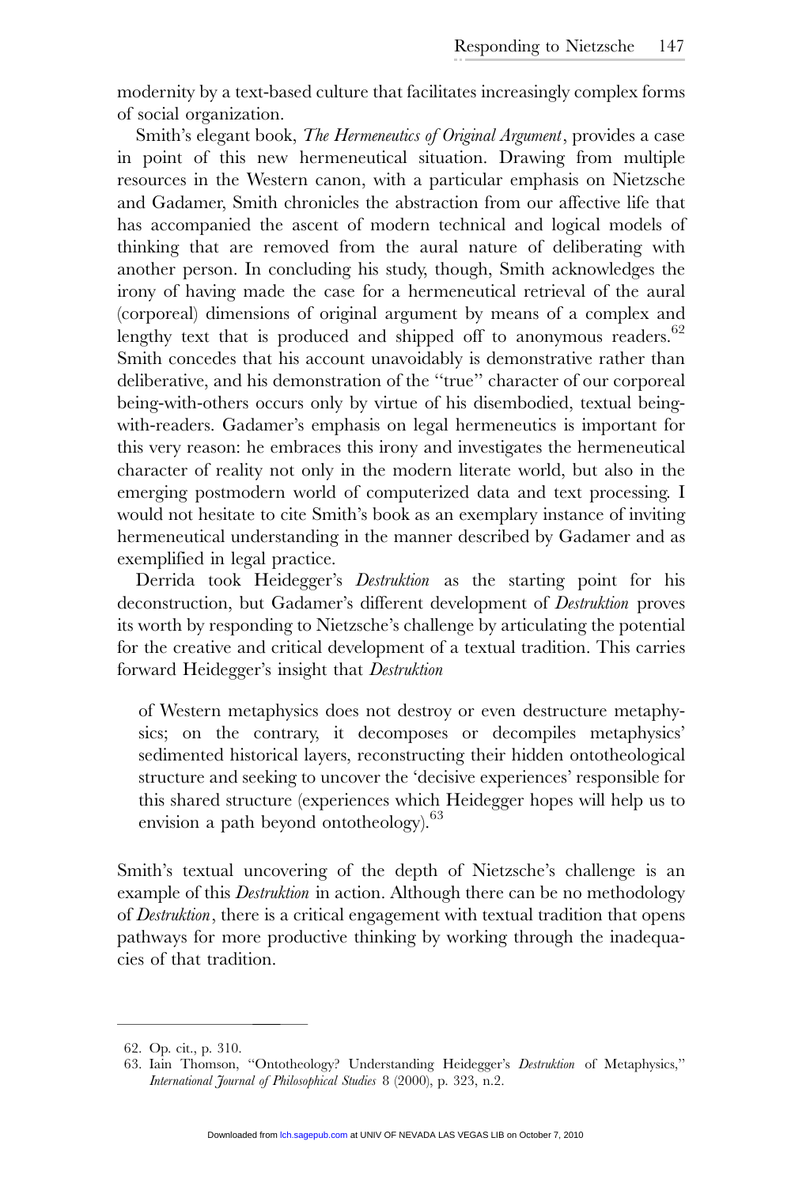modernity by a text-based culture that facilitates increasingly complex forms of social organization.

Smith's elegant book, *The Hermeneutics of Original Argument*, provides a case in point of this new hermeneutical situation. Drawing from multiple resources in the Western canon, with a particular emphasis on Nietzsche and Gadamer, Smith chronicles the abstraction from our affective life that has accompanied the ascent of modern technical and logical models of thinking that are removed from the aural nature of deliberating with another person. In concluding his study, though, Smith acknowledges the irony of having made the case for a hermeneutical retrieval of the aural (corporeal) dimensions of original argument by means of a complex and lengthy text that is produced and shipped off to anonymous readers.[62] Smith concedes that his account unavoidably is demonstrative rather than deliberative, and his demonstration of the "true" character of our corporeal being-with-others occurs only by virtue of his disembodied, textual being-with-readers. Gadamer's emphasis on legal hermeneutics is important for this very reason: he embraces this irony and investigates the hermeneutical character of reality not only in the modern literate world, but also in the emerging postmodern world of computerized data and text processing. I would not hesitate to cite Smith's book as an exemplary instance of inviting hermeneutical understanding in the manner described by Gadamer and as exemplified in legal practice.

Derrida took Heidegger's *Destruktion* as the starting point for his deconstruction, but Gadamer's different development of *Destruktion* proves its worth by responding to Nietzsche's challenge by articulating the potential for the creative and critical development of a textual tradition. This carries forward Heidegger's insight that *Destruktion*

> of Western metaphysics does not destroy or even destructure metaphysics; on the contrary, it decomposes or decompiles metaphysics' sedimented historical layers, reconstructing their hidden ontotheological structure and seeking to uncover the 'decisive experiences' responsible for this shared structure (experiences which Heidegger hopes will help us to envision a path beyond ontotheology).[63]

Smith's textual uncovering of the depth of Nietzsche's challenge is an example of this *Destruktion* in action. Although there can be no methodology of *Destruktion*, there is a critical engagement with textual tradition that opens pathways for more productive thinking by working through the inadequacies of that tradition.

---

62. Op. cit., p. 310.
63. Iain Thomson, "Ontotheology? Understanding Heidegger's *Destruktion* of Metaphysics," *International Journal of Philosophical Studies* 8 (2000), p. 323, n.2.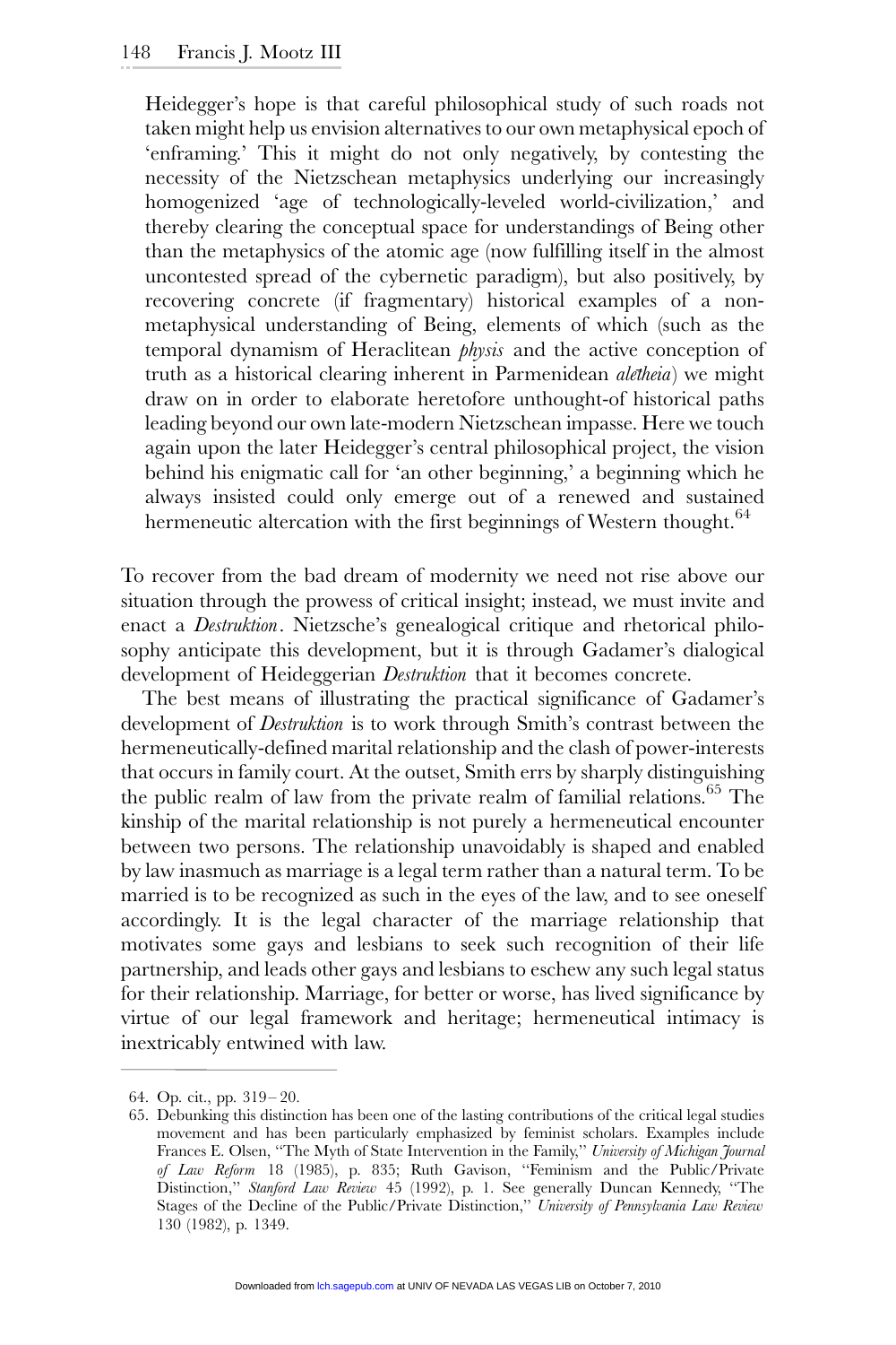> Heidegger's hope is that careful philosophical study of such roads not taken might help us envision alternatives to our own metaphysical epoch of 'enframing.' This it might do not only negatively, by contesting the necessity of the Nietzschean metaphysics underlying our increasingly homogenized 'age of technologically-leveled world-civilization,' and thereby clearing the conceptual space for understandings of Being other than the metaphysics of the atomic age (now fulfilling itself in the almost uncontested spread of the cybernetic paradigm), but also positively, by recovering concrete (if fragmentary) historical examples of a non-metaphysical understanding of Being, elements of which (such as the temporal dynamism of Heraclitean *physis* and the active conception of truth as a historical clearing inherent in Parmenidean *alētheia*) we might draw on in order to elaborate heretofore unthought-of historical paths leading beyond our own late-modern Nietzschean impasse. Here we touch again upon the later Heidegger's central philosophical project, the vision behind his enigmatic call for 'an other beginning,' a beginning which he always insisted could only emerge out of a renewed and sustained hermeneutic altercation with the first beginnings of Western thought.[64]

To recover from the bad dream of modernity we need not rise above our situation through the prowess of critical insight; instead, we must invite and enact a *Destruktion*. Nietzsche's genealogical critique and rhetorical philosophy anticipate this development, but it is through Gadamer's dialogical development of Heideggerian *Destruktion* that it becomes concrete.

The best means of illustrating the practical significance of Gadamer's development of *Destruktion* is to work through Smith's contrast between the hermeneutically-defined marital relationship and the clash of power-interests that occurs in family court. At the outset, Smith errs by sharply distinguishing the public realm of law from the private realm of familial relations.[65] The kinship of the marital relationship is not purely a hermeneutical encounter between two persons. The relationship unavoidably is shaped and enabled by law inasmuch as marriage is a legal term rather than a natural term. To be married is to be recognized as such in the eyes of the law, and to see oneself accordingly. It is the legal character of the marriage relationship that motivates some gays and lesbians to seek such recognition of their life partnership, and leads other gays and lesbians to eschew any such legal status for their relationship. Marriage, for better or worse, has lived significance by virtue of our legal framework and heritage; hermeneutical intimacy is inextricably entwined with law.

---

64. Op. cit., pp. 319–20.

65. Debunking this distinction has been one of the lasting contributions of the critical legal studies movement and has been particularly emphasized by feminist scholars. Examples include Frances E. Olsen, "The Myth of State Intervention in the Family," *University of Michigan Journal of Law Reform* 18 (1985), p. 835; Ruth Gavison, "Feminism and the Public/Private Distinction," *Stanford Law Review* 45 (1992), p. 1. See generally Duncan Kennedy, "The Stages of the Decline of the Public/Private Distinction," *University of Pennsylvania Law Review* 130 (1982), p. 1349.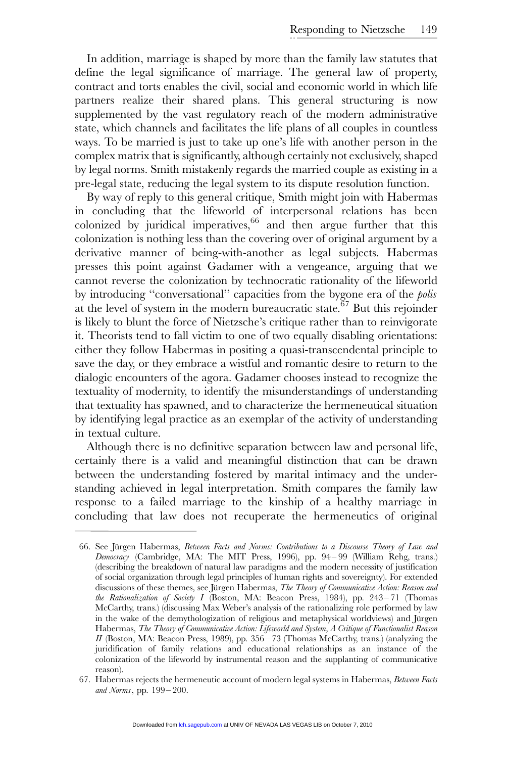In addition, marriage is shaped by more than the family law statutes that define the legal significance of marriage. The general law of property, contract and torts enables the civil, social and economic world in which life partners realize their shared plans. This general structuring is now supplemented by the vast regulatory reach of the modern administrative state, which channels and facilitates the life plans of all couples in countless ways. To be married is just to take up one's life with another person in the complex matrix that is significantly, although certainly not exclusively, shaped by legal norms. Smith mistakenly regards the married couple as existing in a pre-legal state, reducing the legal system to its dispute resolution function.

By way of reply to this general critique, Smith might join with Habermas in concluding that the lifeworld of interpersonal relations has been colonized by juridical imperatives,[66] and then argue further that this colonization is nothing less than the covering over of original argument by a derivative manner of being-with-another as legal subjects. Habermas presses this point against Gadamer with a vengeance, arguing that we cannot reverse the colonization by technocratic rationality of the lifeworld by introducing "conversational" capacities from the bygone era of the *polis* at the level of system in the modern bureaucratic state.[67] But this rejoinder is likely to blunt the force of Nietzsche's critique rather than to reinvigorate it. Theorists tend to fall victim to one of two equally disabling orientations: either they follow Habermas in positing a quasi-transcendental principle to save the day, or they embrace a wistful and romantic desire to return to the dialogic encounters of the agora. Gadamer chooses instead to recognize the textuality of modernity, to identify the misunderstandings of understanding that textuality has spawned, and to characterize the hermeneutical situation by identifying legal practice as an exemplar of the activity of understanding in textual culture.

Although there is no definitive separation between law and personal life, certainly there is a valid and meaningful distinction that can be drawn between the understanding fostered by marital intimacy and the understanding achieved in legal interpretation. Smith compares the family law response to a failed marriage to the kinship of a healthy marriage in concluding that law does not recuperate the hermeneutics of original

---

66. See Jürgen Habermas, *Between Facts and Norms: Contributions to a Discourse Theory of Law and Democracy* (Cambridge, MA: The MIT Press, 1996), pp. 94–99 (William Rehg, trans.) (describing the breakdown of natural law paradigms and the modern necessity of justification of social organization through legal principles of human rights and sovereignty). For extended discussions of these themes, see Jürgen Habermas, *The Theory of Communicative Action: Reason and the Rationalization of Society I* (Boston, MA: Beacon Press, 1984), pp. 243–71 (Thomas McCarthy, trans.) (discussing Max Weber's analysis of the rationalizing role performed by law in the wake of the demythologization of religious and metaphysical worldviews) and Jürgen Habermas, *The Theory of Communicative Action: Lifeworld and System, A Critique of Functionalist Reason II* (Boston, MA: Beacon Press, 1989), pp. 356–73 (Thomas McCarthy, trans.) (analyzing the juridification of family relations and educational relationships as an instance of the colonization of the lifeworld by instrumental reason and the supplanting of communicative reason).

67. Habermas rejects the hermeneutic account of modern legal systems in Habermas, *Between Facts and Norms*, pp. 199–200.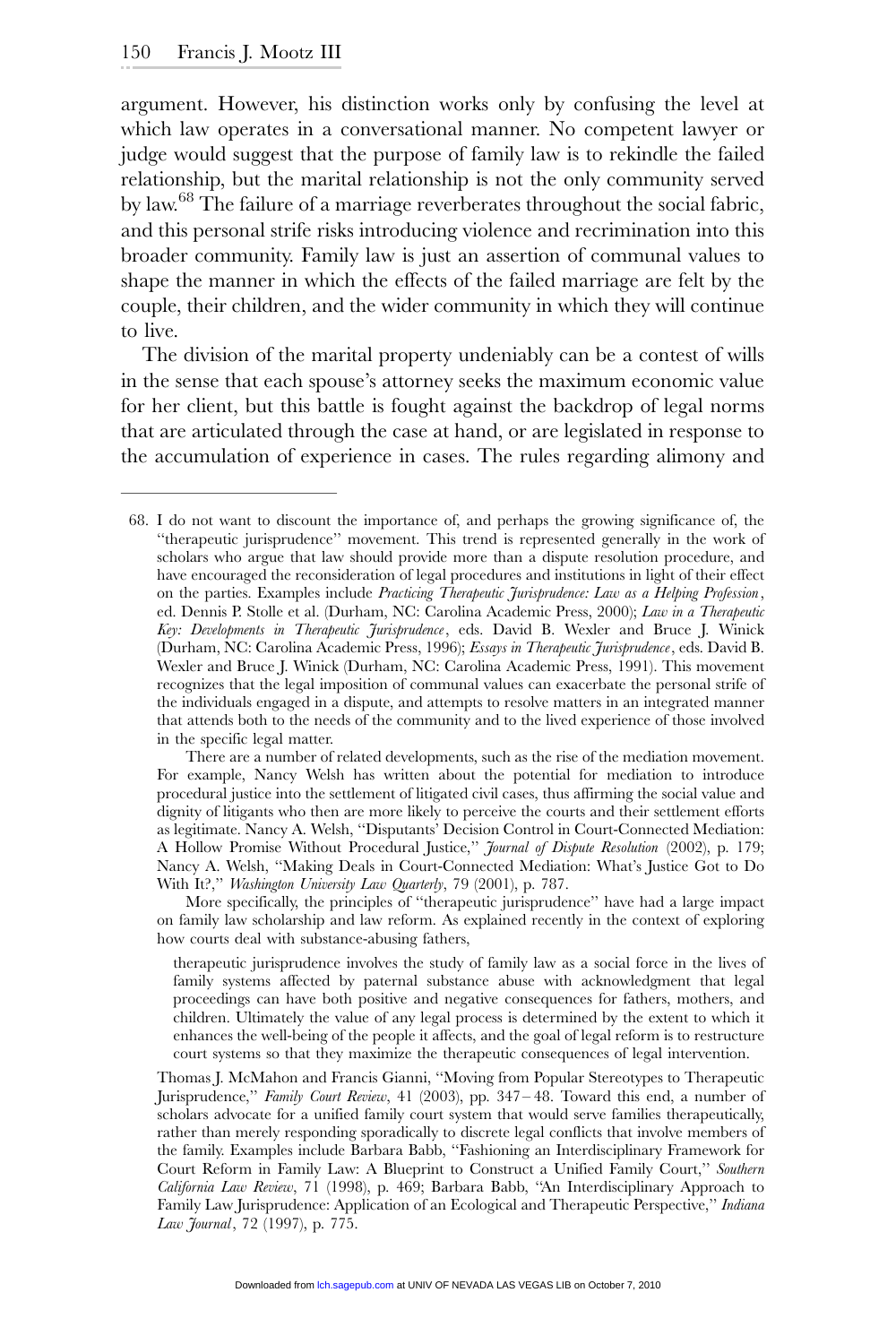argument. However, his distinction works only by confusing the level at which law operates in a conversational manner. No competent lawyer or judge would suggest that the purpose of family law is to rekindle the failed relationship, but the marital relationship is not the only community served by law.[68] The failure of a marriage reverberates throughout the social fabric, and this personal strife risks introducing violence and recrimination into this broader community. Family law is just an assertion of communal values to shape the manner in which the effects of the failed marriage are felt by the couple, their children, and the wider community in which they will continue to live.

The division of the marital property undeniably can be a contest of wills in the sense that each spouse's attorney seeks the maximum economic value for her client, but this battle is fought against the backdrop of legal norms that are articulated through the case at hand, or are legislated in response to the accumulation of experience in cases. The rules regarding alimony and

---

68. I do not want to discount the importance of, and perhaps the growing significance of, the ''therapeutic jurisprudence'' movement. This trend is represented generally in the work of scholars who argue that law should provide more than a dispute resolution procedure, and have encouraged the reconsideration of legal procedures and institutions in light of their effect on the parties. Examples include *Practicing Therapeutic Jurisprudence: Law as a Helping Profession*, ed. Dennis P. Stolle et al. (Durham, NC: Carolina Academic Press, 2000); *Law in a Therapeutic Key: Developments in Therapeutic Jurisprudence*, eds. David B. Wexler and Bruce J. Winick (Durham, NC: Carolina Academic Press, 1996); *Essays in Therapeutic Jurisprudence*, eds. David B. Wexler and Bruce J. Winick (Durham, NC: Carolina Academic Press, 1991). This movement recognizes that the legal imposition of communal values can exacerbate the personal strife of the individuals engaged in a dispute, and attempts to resolve matters in an integrated manner that attends both to the needs of the community and to the lived experience of those involved in the specific legal matter.

There are a number of related developments, such as the rise of the mediation movement. For example, Nancy Welsh has written about the potential for mediation to introduce procedural justice into the settlement of litigated civil cases, thus affirming the social value and dignity of litigants who then are more likely to perceive the courts and their settlement efforts as legitimate. Nancy A. Welsh, ''Disputants' Decision Control in Court-Connected Mediation: A Hollow Promise Without Procedural Justice,'' *Journal of Dispute Resolution* (2002), p. 179; Nancy A. Welsh, ''Making Deals in Court-Connected Mediation: What's Justice Got to Do With It?,'' *Washington University Law Quarterly*, 79 (2001), p. 787.

More specifically, the principles of ''therapeutic jurisprudence'' have had a large impact on family law scholarship and law reform. As explained recently in the context of exploring how courts deal with substance-abusing fathers,

> therapeutic jurisprudence involves the study of family law as a social force in the lives of family systems affected by paternal substance abuse with acknowledgment that legal proceedings can have both positive and negative consequences for fathers, mothers, and children. Ultimately the value of any legal process is determined by the extent to which it enhances the well-being of the people it affects, and the goal of legal reform is to restructure court systems so that they maximize the therapeutic consequences of legal intervention.

Thomas J. McMahon and Francis Gianni, ''Moving from Popular Stereotypes to Therapeutic Jurisprudence,'' *Family Court Review*, 41 (2003), pp. 347–48. Toward this end, a number of scholars advocate for a unified family court system that would serve families therapeutically, rather than merely responding sporadically to discrete legal conflicts that involve members of the family. Examples include Barbara Babb, ''Fashioning an Interdisciplinary Framework for Court Reform in Family Law: A Blueprint to Construct a Unified Family Court,'' *Southern California Law Review*, 71 (1998), p. 469; Barbara Babb, ''An Interdisciplinary Approach to Family Law Jurisprudence: Application of an Ecological and Therapeutic Perspective,'' *Indiana Law Journal*, 72 (1997), p. 775.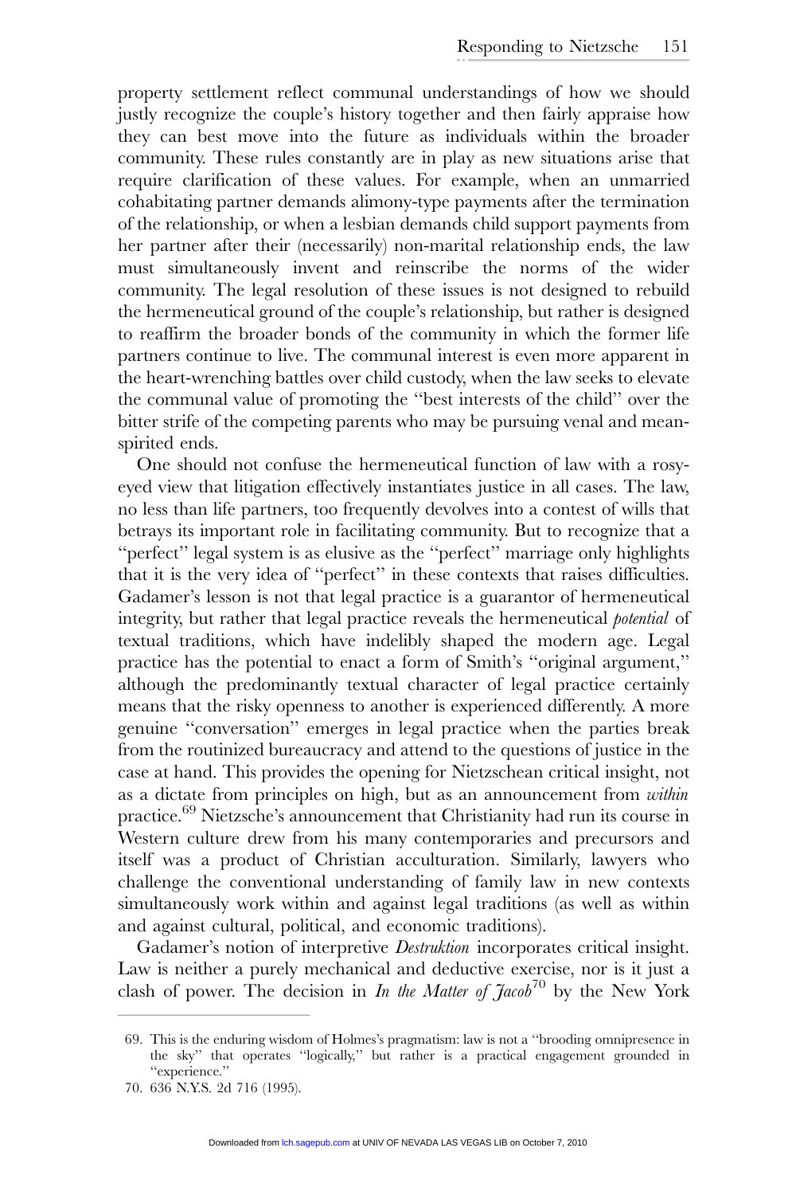property settlement reflect communal understandings of how we should justly recognize the couple's history together and then fairly appraise how they can best move into the future as individuals within the broader community. These rules constantly are in play as new situations arise that require clarification of these values. For example, when an unmarried cohabitating partner demands alimony-type payments after the termination of the relationship, or when a lesbian demands child support payments from her partner after their (necessarily) non-marital relationship ends, the law must simultaneously invent and reinscribe the norms of the wider community. The legal resolution of these issues is not designed to rebuild the hermeneutical ground of the couple's relationship, but rather is designed to reaffirm the broader bonds of the community in which the former life partners continue to live. The communal interest is even more apparent in the heart-wrenching battles over child custody, when the law seeks to elevate the communal value of promoting the ''best interests of the child'' over the bitter strife of the competing parents who may be pursuing venal and mean-spirited ends.

One should not confuse the hermeneutical function of law with a rosy-eyed view that litigation effectively instantiates justice in all cases. The law, no less than life partners, too frequently devolves into a contest of wills that betrays its important role in facilitating community. But to recognize that a ''perfect'' legal system is as elusive as the ''perfect'' marriage only highlights that it is the very idea of ''perfect'' in these contexts that raises difficulties. Gadamer's lesson is not that legal practice is a guarantor of hermeneutical integrity, but rather that legal practice reveals the hermeneutical *potential* of textual traditions, which have indelibly shaped the modern age. Legal practice has the potential to enact a form of Smith's ''original argument,'' although the predominantly textual character of legal practice certainly means that the risky openness to another is experienced differently. A more genuine ''conversation'' emerges in legal practice when the parties break from the routinized bureaucracy and attend to the questions of justice in the case at hand. This provides the opening for Nietzschean critical insight, not as a dictate from principles on high, but as an announcement from *within* practice.[69] Nietzsche's announcement that Christianity had run its course in Western culture drew from his many contemporaries and precursors and itself was a product of Christian acculturation. Similarly, lawyers who challenge the conventional understanding of family law in new contexts simultaneously work within and against legal traditions (as well as within and against cultural, political, and economic traditions).

Gadamer's notion of interpretive *Destruktion* incorporates critical insight. Law is neither a purely mechanical and deductive exercise, nor is it just a clash of power. The decision in *In the Matter of Jacob*[70] by the New York

69. This is the enduring wisdom of Holmes's pragmatism: law is not a ''brooding omnipresence in the sky'' that operates ''logically,'' but rather is a practical engagement grounded in ''experience.''

70. 636 N.Y.S. 2d 716 (1995).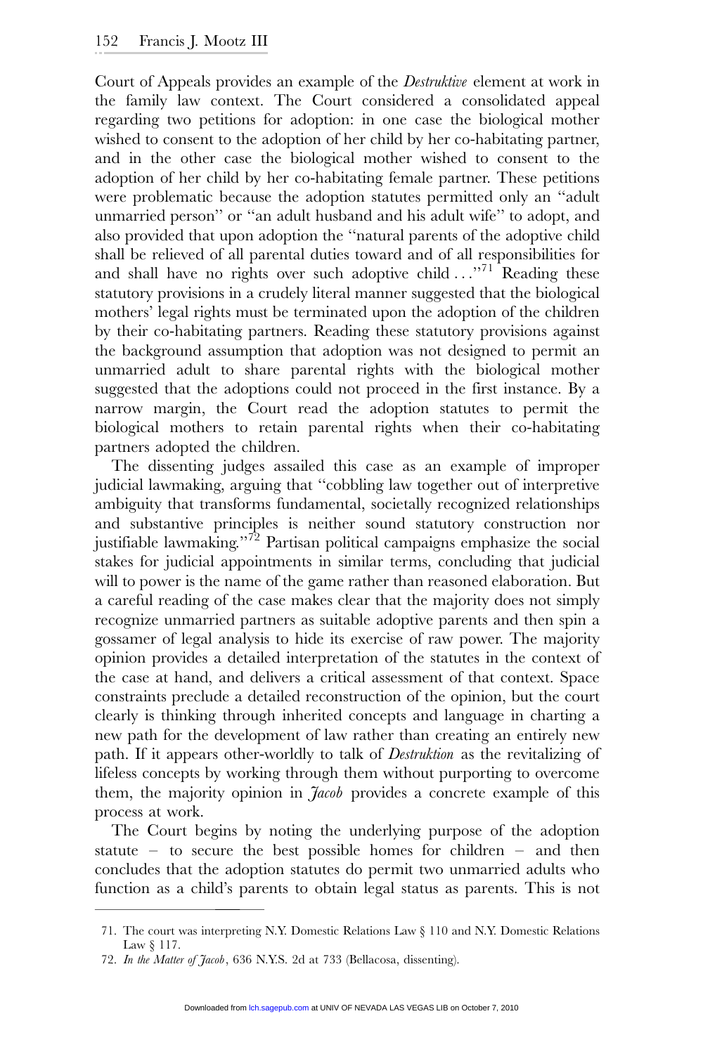Court of Appeals provides an example of the *Destruktive* element at work in the family law context. The Court considered a consolidated appeal regarding two petitions for adoption: in one case the biological mother wished to consent to the adoption of her child by her co-habitating partner, and in the other case the biological mother wished to consent to the adoption of her child by her co-habitating female partner. These petitions were problematic because the adoption statutes permitted only an ''adult unmarried person'' or ''an adult husband and his adult wife'' to adopt, and also provided that upon adoption the ''natural parents of the adoptive child shall be relieved of all parental duties toward and of all responsibilities for and shall have no rights over such adoptive child . . .''[71] Reading these statutory provisions in a crudely literal manner suggested that the biological mothers' legal rights must be terminated upon the adoption of the children by their co-habitating partners. Reading these statutory provisions against the background assumption that adoption was not designed to permit an unmarried adult to share parental rights with the biological mother suggested that the adoptions could not proceed in the first instance. By a narrow margin, the Court read the adoption statutes to permit the biological mothers to retain parental rights when their co-habitating partners adopted the children.

The dissenting judges assailed this case as an example of improper judicial lawmaking, arguing that ''cobbling law together out of interpretive ambiguity that transforms fundamental, societally recognized relationships and substantive principles is neither sound statutory construction nor justifiable lawmaking.''[72] Partisan political campaigns emphasize the social stakes for judicial appointments in similar terms, concluding that judicial will to power is the name of the game rather than reasoned elaboration. But a careful reading of the case makes clear that the majority does not simply recognize unmarried partners as suitable adoptive parents and then spin a gossamer of legal analysis to hide its exercise of raw power. The majority opinion provides a detailed interpretation of the statutes in the context of the case at hand, and delivers a critical assessment of that context. Space constraints preclude a detailed reconstruction of the opinion, but the court clearly is thinking through inherited concepts and language in charting a new path for the development of law rather than creating an entirely new path. If it appears other-worldly to talk of *Destruktion* as the revitalizing of lifeless concepts by working through them without purporting to overcome them, the majority opinion in *Jacob* provides a concrete example of this process at work.

The Court begins by noting the underlying purpose of the adoption statute – to secure the best possible homes for children – and then concludes that the adoption statutes do permit two unmarried adults who function as a child's parents to obtain legal status as parents. This is not

---

71. The court was interpreting N.Y. Domestic Relations Law § 110 and N.Y. Domestic Relations Law § 117.

72. *In the Matter of Jacob*, 636 N.Y.S. 2d at 733 (Bellacosa, dissenting).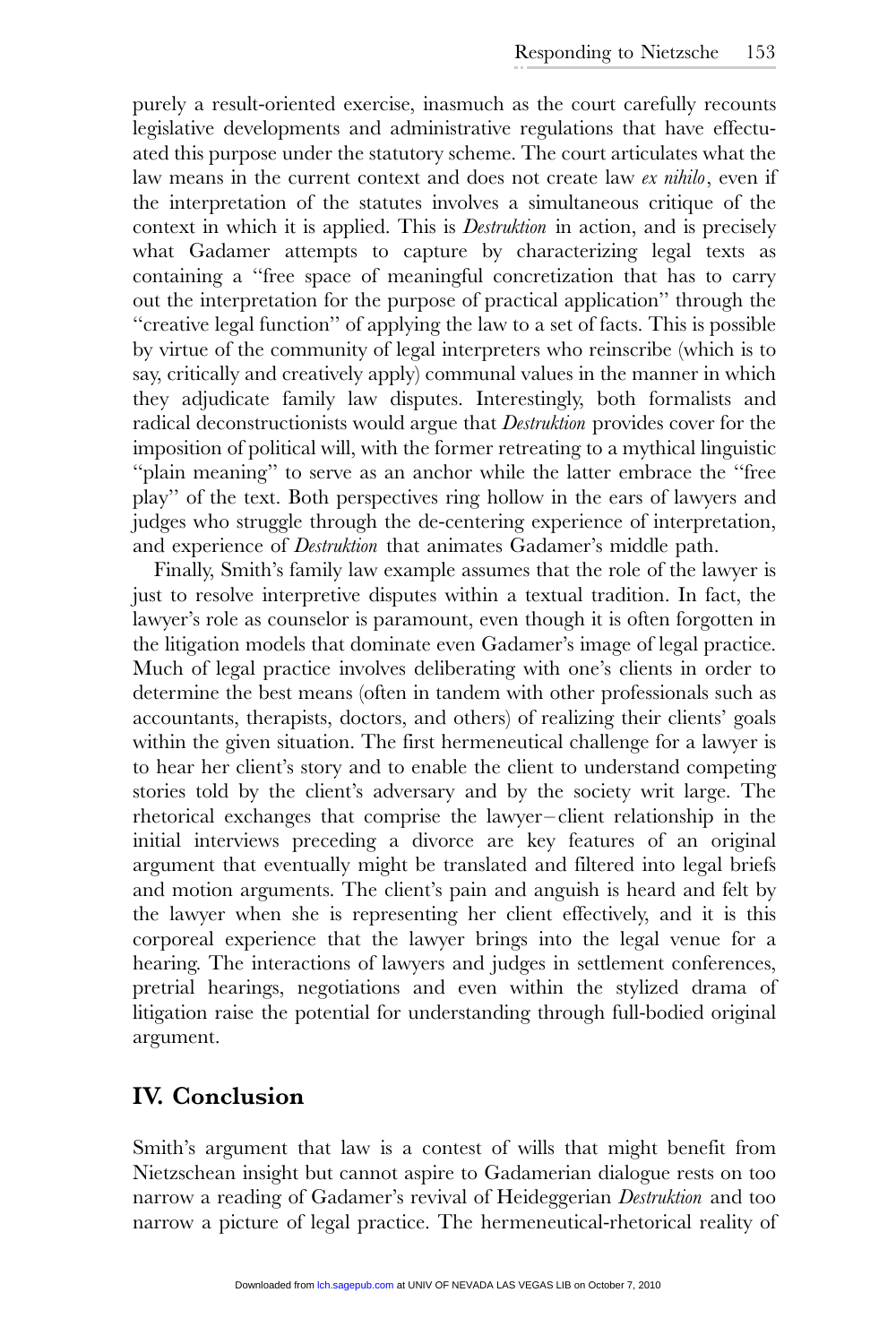purely a result-oriented exercise, inasmuch as the court carefully recounts legislative developments and administrative regulations that have effectuated this purpose under the statutory scheme. The court articulates what the law means in the current context and does not create law *ex nihilo*, even if the interpretation of the statutes involves a simultaneous critique of the context in which it is applied. This is *Destruktion* in action, and is precisely what Gadamer attempts to capture by characterizing legal texts as containing a ''free space of meaningful concretization that has to carry out the interpretation for the purpose of practical application'' through the ''creative legal function'' of applying the law to a set of facts. This is possible by virtue of the community of legal interpreters who reinscribe (which is to say, critically and creatively apply) communal values in the manner in which they adjudicate family law disputes. Interestingly, both formalists and radical deconstructionists would argue that *Destruktion* provides cover for the imposition of political will, with the former retreating to a mythical linguistic ''plain meaning'' to serve as an anchor while the latter embrace the ''free play'' of the text. Both perspectives ring hollow in the ears of lawyers and judges who struggle through the de-centering experience of interpretation, and experience of *Destruktion* that animates Gadamer's middle path.

Finally, Smith's family law example assumes that the role of the lawyer is just to resolve interpretive disputes within a textual tradition. In fact, the lawyer's role as counselor is paramount, even though it is often forgotten in the litigation models that dominate even Gadamer's image of legal practice. Much of legal practice involves deliberating with one's clients in order to determine the best means (often in tandem with other professionals such as accountants, therapists, doctors, and others) of realizing their clients' goals within the given situation. The first hermeneutical challenge for a lawyer is to hear her client's story and to enable the client to understand competing stories told by the client's adversary and by the society writ large. The rhetorical exchanges that comprise the lawyer–client relationship in the initial interviews preceding a divorce are key features of an original argument that eventually might be translated and filtered into legal briefs and motion arguments. The client's pain and anguish is heard and felt by the lawyer when she is representing her client effectively, and it is this corporeal experience that the lawyer brings into the legal venue for a hearing. The interactions of lawyers and judges in settlement conferences, pretrial hearings, negotiations and even within the stylized drama of litigation raise the potential for understanding through full-bodied original argument.

## IV. Conclusion

Smith's argument that law is a contest of wills that might benefit from Nietzschean insight but cannot aspire to Gadamerian dialogue rests on too narrow a reading of Gadamer's revival of Heideggerian *Destruktion* and too narrow a picture of legal practice. The hermeneutical-rhetorical reality of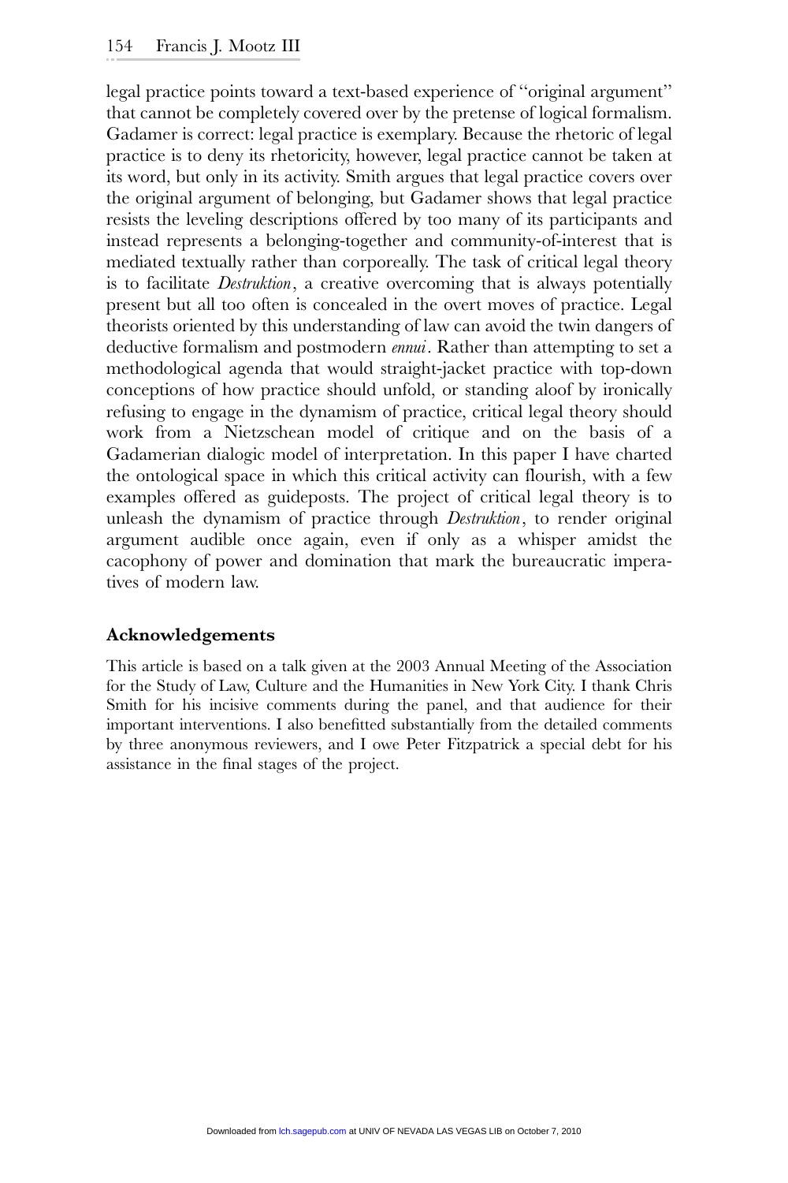legal practice points toward a text-based experience of ''original argument'' that cannot be completely covered over by the pretense of logical formalism. Gadamer is correct: legal practice is exemplary. Because the rhetoric of legal practice is to deny its rhetoricity, however, legal practice cannot be taken at its word, but only in its activity. Smith argues that legal practice covers over the original argument of belonging, but Gadamer shows that legal practice resists the leveling descriptions offered by too many of its participants and instead represents a belonging-together and community-of-interest that is mediated textually rather than corporeally. The task of critical legal theory is to facilitate *Destruktion*, a creative overcoming that is always potentially present but all too often is concealed in the overt moves of practice. Legal theorists oriented by this understanding of law can avoid the twin dangers of deductive formalism and postmodern *ennui*. Rather than attempting to set a methodological agenda that would straight-jacket practice with top-down conceptions of how practice should unfold, or standing aloof by ironically refusing to engage in the dynamism of practice, critical legal theory should work from a Nietzschean model of critique and on the basis of a Gadamerian dialogic model of interpretation. In this paper I have charted the ontological space in which this critical activity can flourish, with a few examples offered as guideposts. The project of critical legal theory is to unleash the dynamism of practice through *Destruktion*, to render original argument audible once again, even if only as a whisper amidst the cacophony of power and domination that mark the bureaucratic imperatives of modern law.

## Acknowledgements

This article is based on a talk given at the 2003 Annual Meeting of the Association for the Study of Law, Culture and the Humanities in New York City. I thank Chris Smith for his incisive comments during the panel, and that audience for their important interventions. I also benefitted substantially from the detailed comments by three anonymous reviewers, and I owe Peter Fitzpatrick a special debt for his assistance in the final stages of the project.